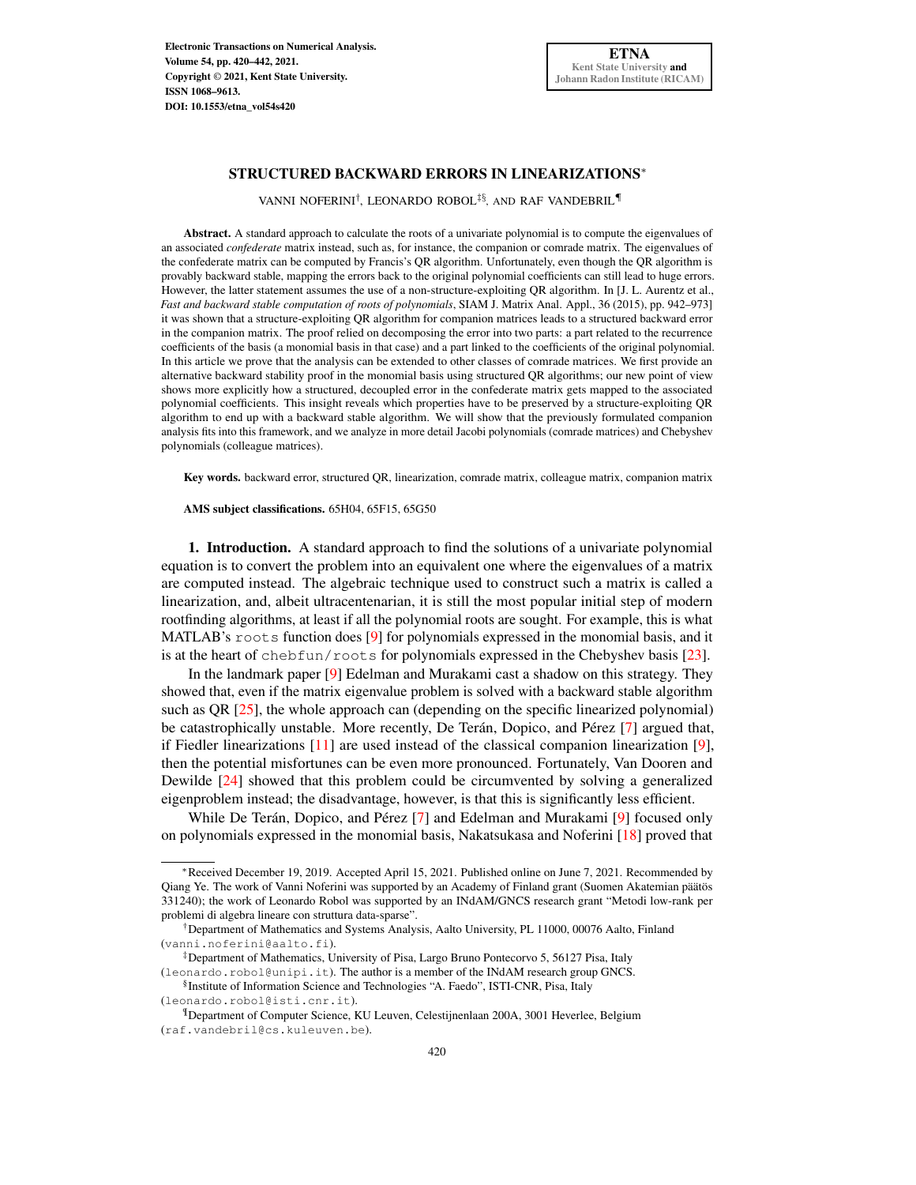# STRUCTURED BACKWARD ERRORS IN LINEARIZATIONS*

VANNI NOFERINI†, LEONARDO ROBOL‡§, AND RAF VANDEBRIL¶

**Abstract.** A standard approach to calculate the roots of a univariate polynomial is to compute the eigenvalues of an associated *confederate* matrix instead, such as, for instance, the companion or comrade matrix. The eigenvalues of the confederate matrix can be computed by Francis's QR algorithm. Unfortunately, even though the QR algorithm is provably backward stable, mapping the errors back to the original polynomial coefficients can still lead to huge errors. However, the latter statement assumes the use of a non-structure-exploiting QR algorithm. In [J. L. Aurentz et al., *Fast and backward stable computation of roots of polynomials*, SIAM J. Matrix Anal. Appl., 36 (2015), pp. 942–973] it was shown that a structure-exploiting QR algorithm for companion matrices leads to a structured backward error in the companion matrix. The proof relied on decomposing the error into two parts: a part related to the recurrence coefficients of the basis (a monomial basis in that case) and a part linked to the coefficients of the original polynomial. In this article we prove that the analysis can be extended to other classes of comrade matrices. We first provide an alternative backward stability proof in the monomial basis using structured QR algorithms; our new point of view shows more explicitly how a structured, decoupled error in the confederate matrix gets mapped to the associated polynomial coefficients. This insight reveals which properties have to be preserved by a structure-exploiting QR algorithm to end up with a backward stable algorithm. We will show that the previously formulated companion analysis fits into this framework, and we analyze in more detail Jacobi polynomials (comrade matrices) and Chebyshev polynomials (colleague matrices).

**Key words.** backward error, structured QR, linearization, comrade matrix, colleague matrix, companion matrix

**AMS subject classifications.** 65H04, 65F15, 65G50

## 1. Introduction.

A standard approach to find the solutions of a univariate polynomial equation is to convert the problem into an equivalent one where the eigenvalues of a matrix are computed instead. The algebraic technique used to construct such a matrix is called a linearization, and, albeit ultracentenarian, it is still the most popular initial step of modern rootfinding algorithms, at least if all the polynomial roots are sought. For example, this is what MATLAB's `roots` function does [9] for polynomials expressed in the monomial basis, and it is at the heart of `chebfun/roots` for polynomials expressed in the Chebyshev basis [23].

In the landmark paper [9] Edelman and Murakami cast a shadow on this strategy. They showed that, even if the matrix eigenvalue problem is solved with a backward stable algorithm such as QR [25], the whole approach can (depending on the specific linearized polynomial) be catastrophically unstable. More recently, De Terán, Dopico, and Pérez [7] argued that, if Fiedler linearizations [11] are used instead of the classical companion linearization [9], then the potential misfortunes can be even more pronounced. Fortunately, Van Dooren and Dewilde [24] showed that this problem could be circumvented by solving a generalized eigenproblem instead; the disadvantage, however, is that this is significantly less efficient.

While De Terán, Dopico, and Pérez [7] and Edelman and Murakami [9] focused only on polynomials expressed in the monomial basis, Nakatsukasa and Noferini [18] proved that

---

*Received December 19, 2019. Accepted April 15, 2021. Published online on June 7, 2021. Recommended by Qiang Ye. The work of Vanni Noferini was supported by an Academy of Finland grant (Suomen Akatemian päätös 331240); the work of Leonardo Robol was supported by an INdAM/GNCS research grant "Metodi low-rank per problemi di algebra lineare con struttura data-sparse".

†Department of Mathematics and Systems Analysis, Aalto University, PL 11000, 00076 Aalto, Finland (vanni.noferini@aalto.fi).

‡Department of Mathematics, University of Pisa, Largo Bruno Pontecorvo 5, 56127 Pisa, Italy (leonardo.robol@unipi.it). The author is a member of the INdAM research group GNCS.

§Institute of Information Science and Technologies "A. Faedo", ISTI-CNR, Pisa, Italy (leonardo.robol@isti.cnr.it).

¶Department of Computer Science, KU Leuven, Celestijnenlaan 200A, 3001 Heverlee, Belgium (raf.vandebril@cs.kuleuven.be).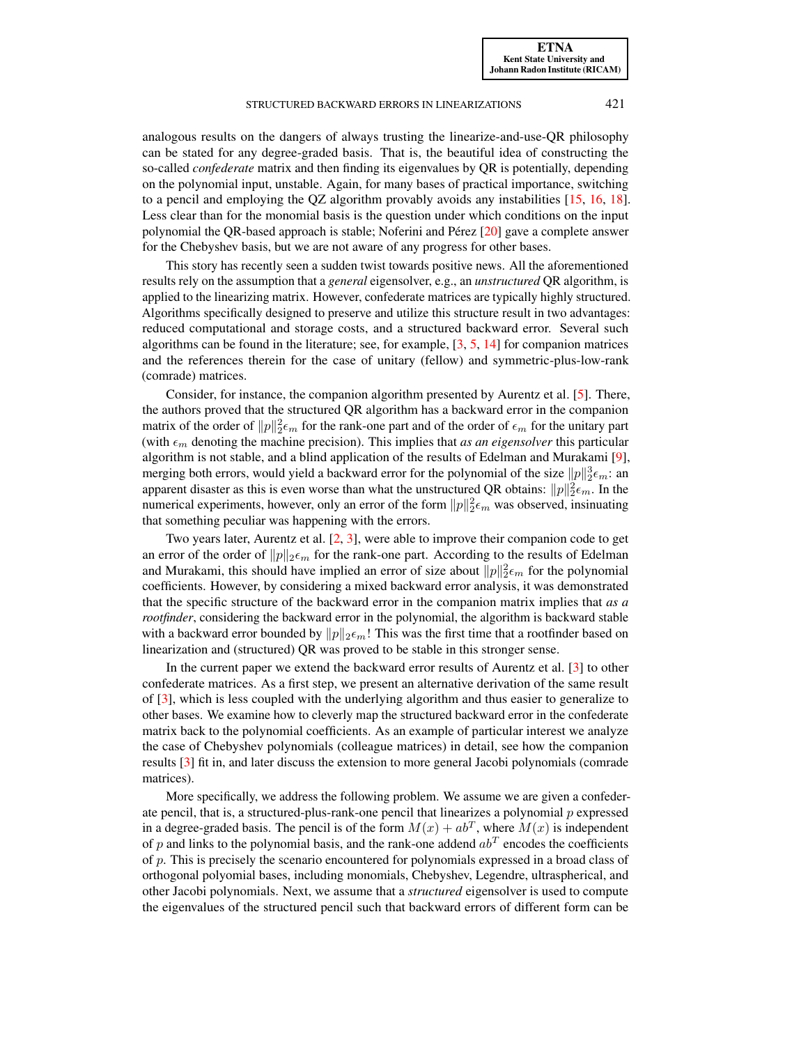analogous results on the dangers of always trusting the linearize-and-use-QR philosophy can be stated for any degree-graded basis. That is, the beautiful idea of constructing the so-called *confederate* matrix and then finding its eigenvalues by QR is potentially, depending on the polynomial input, unstable. Again, for many bases of practical importance, switching to a pencil and employing the QZ algorithm provably avoids any instabilities [15, 16, 18]. Less clear than for the monomial basis is the question under which conditions on the input polynomial the QR-based approach is stable; Noferini and Pérez [20] gave a complete answer for the Chebyshev basis, but we are not aware of any progress for other bases.

This story has recently seen a sudden twist towards positive news. All the aforementioned results rely on the assumption that a *general* eigensolver, e.g., an *unstructured* QR algorithm, is applied to the linearizing matrix. However, confederate matrices are typically highly structured. Algorithms specifically designed to preserve and utilize this structure result in two advantages: reduced computational and storage costs, and a structured backward error. Several such algorithms can be found in the literature; see, for example, [3, 5, 14] for companion matrices and the references therein for the case of unitary (fellow) and symmetric-plus-low-rank (comrade) matrices.

Consider, for instance, the companion algorithm presented by Aurentz et al. [5]. There, the authors proved that the structured QR algorithm has a backward error in the companion matrix of the order of $\|p\|_2^2\epsilon_m$ for the rank-one part and of the order of $\epsilon_m$ for the unitary part (with $\epsilon_m$ denoting the machine precision). This implies that *as an eigensolver* this particular algorithm is not stable, and a blind application of the results of Edelman and Murakami [9], merging both errors, would yield a backward error for the polynomial of the size $\|p\|_2^3\epsilon_m$: an apparent disaster as this is even worse than what the unstructured QR obtains: $\|p\|_2^2\epsilon_m$. In the numerical experiments, however, only an error of the form $\|p\|_2^2\epsilon_m$ was observed, insinuating that something peculiar was happening with the errors.

Two years later, Aurentz et al. [2, 3], were able to improve their companion code to get an error of the order of $\|p\|_2\epsilon_m$ for the rank-one part. According to the results of Edelman and Murakami, this should have implied an error of size about $\|p\|_2^2\epsilon_m$ for the polynomial coefficients. However, by considering a mixed backward error analysis, it was demonstrated that the specific structure of the backward error in the companion matrix implies that *as a rootfinder*, considering the backward error in the polynomial, the algorithm is backward stable with a backward error bounded by $\|p\|_2\epsilon_m$! This was the first time that a rootfinder based on linearization and (structured) QR was proved to be stable in this stronger sense.

In the current paper we extend the backward error results of Aurentz et al. [3] to other confederate matrices. As a first step, we present an alternative derivation of the same result of [3], which is less coupled with the underlying algorithm and thus easier to generalize to other bases. We examine how to cleverly map the structured backward error in the confederate matrix back to the polynomial coefficients. As an example of particular interest we analyze the case of Chebyshev polynomials (colleague matrices) in detail, see how the companion results [3] fit in, and later discuss the extension to more general Jacobi polynomials (comrade matrices).

More specifically, we address the following problem. We assume we are given a confederate pencil, that is, a structured-plus-rank-one pencil that linearizes a polynomial $p$ expressed in a degree-graded basis. The pencil is of the form $M(x) + ab^T$, where $M(x)$ is independent of $p$ and links to the polynomial basis, and the rank-one addend $ab^T$ encodes the coefficients of $p$. This is precisely the scenario encountered for polynomials expressed in a broad class of orthogonal polyomial bases, including monomials, Chebyshev, Legendre, ultraspherical, and other Jacobi polynomials. Next, we assume that a *structured* eigensolver is used to compute the eigenvalues of the structured pencil such that backward errors of different form can be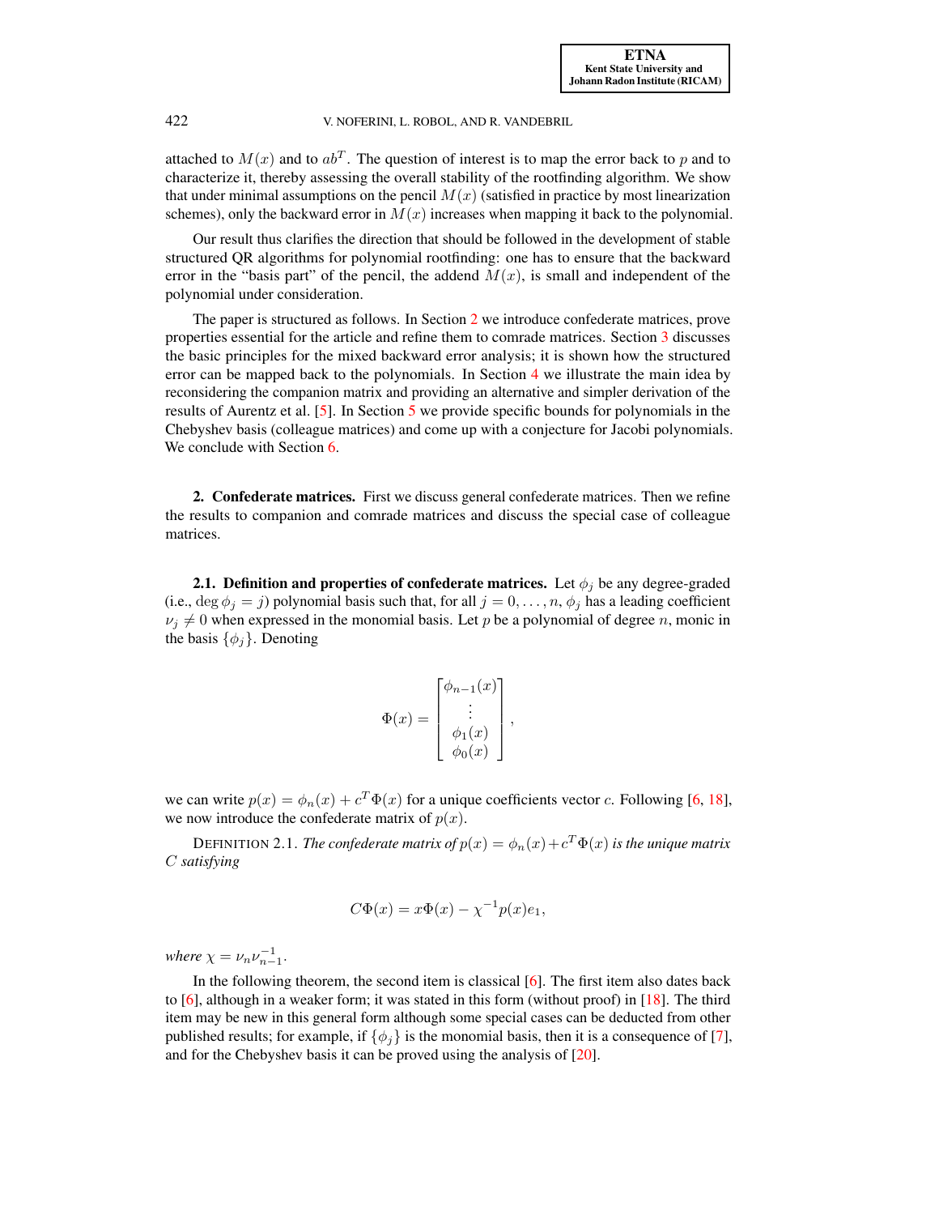attached to $M(x)$ and to $ab^T$. The question of interest is to map the error back to $p$ and to characterize it, thereby assessing the overall stability of the rootfinding algorithm. We show that under minimal assumptions on the pencil $M(x)$ (satisfied in practice by most linearization schemes), only the backward error in $M(x)$ increases when mapping it back to the polynomial.

Our result thus clarifies the direction that should be followed in the development of stable structured QR algorithms for polynomial rootfinding: one has to ensure that the backward error in the "basis part" of the pencil, the addend $M(x)$, is small and independent of the polynomial under consideration.

The paper is structured as follows. In Section 2 we introduce confederate matrices, prove properties essential for the article and refine them to comrade matrices. Section 3 discusses the basic principles for the mixed backward error analysis; it is shown how the structured error can be mapped back to the polynomials. In Section 4 we illustrate the main idea by reconsidering the companion matrix and providing an alternative and simpler derivation of the results of Aurentz et al. [5]. In Section 5 we provide specific bounds for polynomials in the Chebyshev basis (colleague matrices) and come up with a conjecture for Jacobi polynomials. We conclude with Section 6.

## 2. Confederate matrices.

First we discuss general confederate matrices. Then we refine the results to companion and comrade matrices and discuss the special case of colleague matrices.

### 2.1. Definition and properties of confederate matrices.

Let $\phi_j$ be any degree-graded (i.e., $\deg \phi_j = j$) polynomial basis such that, for all $j = 0, \dots, n$, $\phi_j$ has a leading coefficient $\nu_j \neq 0$ when expressed in the monomial basis. Let $p$ be a polynomial of degree $n$, monic in the basis $\{\phi_j\}$. Denoting

$$\Phi(x) = \begin{bmatrix} \phi_{n-1}(x) \\ \vdots \\ \phi_1(x) \\ \phi_0(x) \end{bmatrix},$$

we can write $p(x) = \phi_n(x) + c^T \Phi(x)$ for a unique coefficients vector $c$. Following [6, 18], we now introduce the confederate matrix of $p(x)$.

DEFINITION 2.1. *The confederate matrix of $p(x) = \phi_n(x) + c^T\Phi(x)$ is the unique matrix $C$ satisfying*

$$C\Phi(x) = x\Phi(x) - \chi^{-1} p(x) e_1,$$

*where $\chi = \nu_n \nu_{n-1}^{-1}$.*

In the following theorem, the second item is classical [6]. The first item also dates back to [6], although in a weaker form; it was stated in this form (without proof) in [18]. The third item may be new in this general form although some special cases can be deducted from other published results; for example, if $\{\phi_j\}$ is the monomial basis, then it is a consequence of [7], and for the Chebyshev basis it can be proved using the analysis of [20].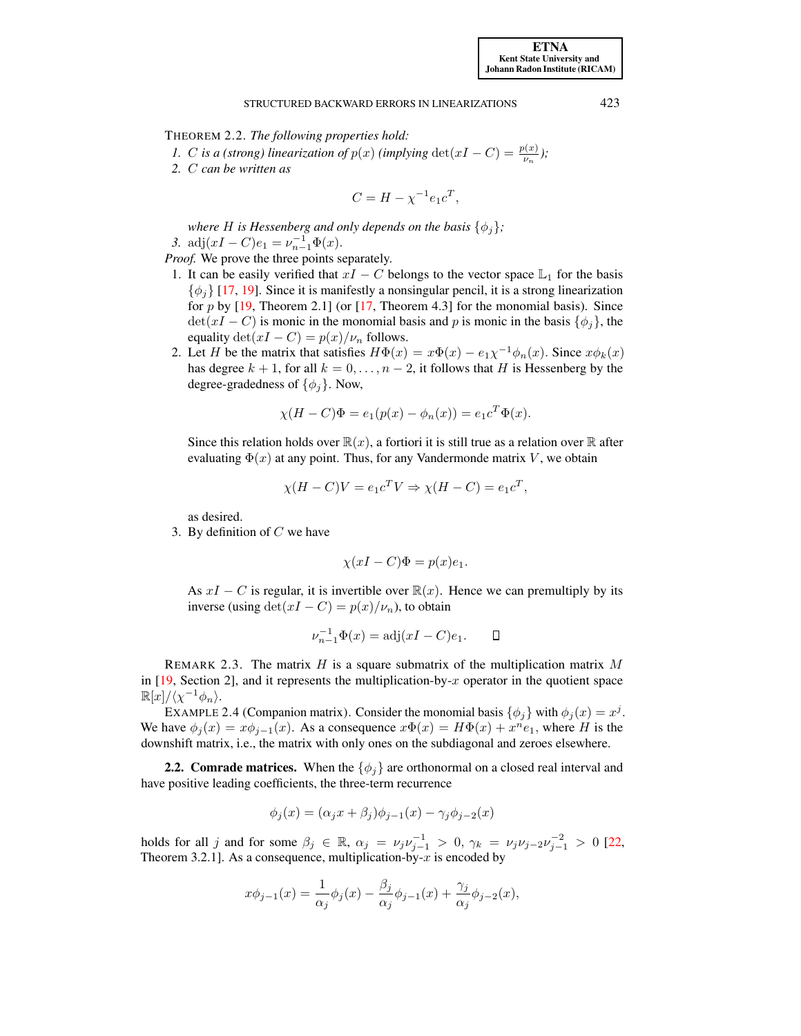THEOREM 2.2. *The following properties hold:*

1. *$C$ is a (strong) linearization of $p(x)$ (implying $\det(xI - C) = \frac{p(x)}{\nu_n}$);*
2. *$C$ can be written as*

$$C = H - \chi^{-1} e_1 c^T,$$

*where $H$ is Hessenberg and only depends on the basis $\{\phi_j\}$;*

3. $\operatorname{adj}(xI - C)e_1 = \nu_{n-1}^{-1}\Phi(x)$.

*Proof.* We prove the three points separately.

1. It can be easily verified that $xI - C$ belongs to the vector space $\mathbb{L}_1$ for the basis $\{\phi_j\}$ [17, 19]. Since it is manifestly a nonsingular pencil, it is a strong linearization for $p$ by [19, Theorem 2.1] (or [17, Theorem 4.3] for the monomial basis). Since $\det(xI - C)$ is monic in the monomial basis and $p$ is monic in the basis $\{\phi_j\}$, the equality $\det(xI - C) = p(x)/\nu_n$ follows.
2. Let $H$ be the matrix that satisfies $H\Phi(x) = x\Phi(x) - e_1\chi^{-1}\phi_n(x)$. Since $x\phi_k(x)$ has degree $k+1$, for all $k = 0, \dots, n-2$, it follows that $H$ is Hessenberg by the degree-gradedness of $\{\phi_j\}$. Now,

$$\chi(H - C)\Phi = e_1(p(x) - \phi_n(x)) = e_1 c^T \Phi(x).$$

Since this relation holds over $\mathbb{R}(x)$, a fortiori it is still true as a relation over $\mathbb{R}$ after evaluating $\Phi(x)$ at any point. Thus, for any Vandermonde matrix $V$, we obtain

$$\chi(H - C)V = e_1 c^T V \Rightarrow \chi(H - C) = e_1 c^T,$$

as desired.

3. By definition of $C$ we have

$$\chi(xI - C)\Phi = p(x)e_1.$$

As $xI - C$ is regular, it is invertible over $\mathbb{R}(x)$. Hence we can premultiply by its inverse (using $\det(xI - C) = p(x)/\nu_n$), to obtain

$$\nu_{n-1}^{-1}\Phi(x) = \operatorname{adj}(xI - C)e_1. \qquad \square$$

REMARK 2.3. The matrix $H$ is a square submatrix of the multiplication matrix $M$ in [19, Section 2], and it represents the multiplication-by-$x$ operator in the quotient space $\mathbb{R}[x]/\langle \chi^{-1}\phi_n \rangle$.

EXAMPLE 2.4 (Companion matrix). Consider the monomial basis $\{\phi_j\}$ with $\phi_j(x) = x^j$. We have $\phi_j(x) = x\phi_{j-1}(x)$. As a consequence $x\Phi(x) = H\Phi(x) + x^n e_1$, where $H$ is the downshift matrix, i.e., the matrix with only ones on the subdiagonal and zeroes elsewhere.

**2.2. Comrade matrices.** When the $\{\phi_j\}$ are orthonormal on a closed real interval and have positive leading coefficients, the three-term recurrence

$$\phi_j(x) = (\alpha_j x + \beta_j)\phi_{j-1}(x) - \gamma_j \phi_{j-2}(x)$$

holds for all $j$ and for some $\beta_j \in \mathbb{R}$, $\alpha_j = \nu_j \nu_{j-1}^{-1} > 0$, $\gamma_k = \nu_j \nu_{j-2} \nu_{j-1}^{-2} > 0$ [22, Theorem 3.2.1]. As a consequence, multiplication-by-$x$ is encoded by

$$x\phi_{j-1}(x) = \frac{1}{\alpha_j}\phi_j(x) - \frac{\beta_j}{\alpha_j}\phi_{j-1}(x) + \frac{\gamma_j}{\alpha_j}\phi_{j-2}(x),$$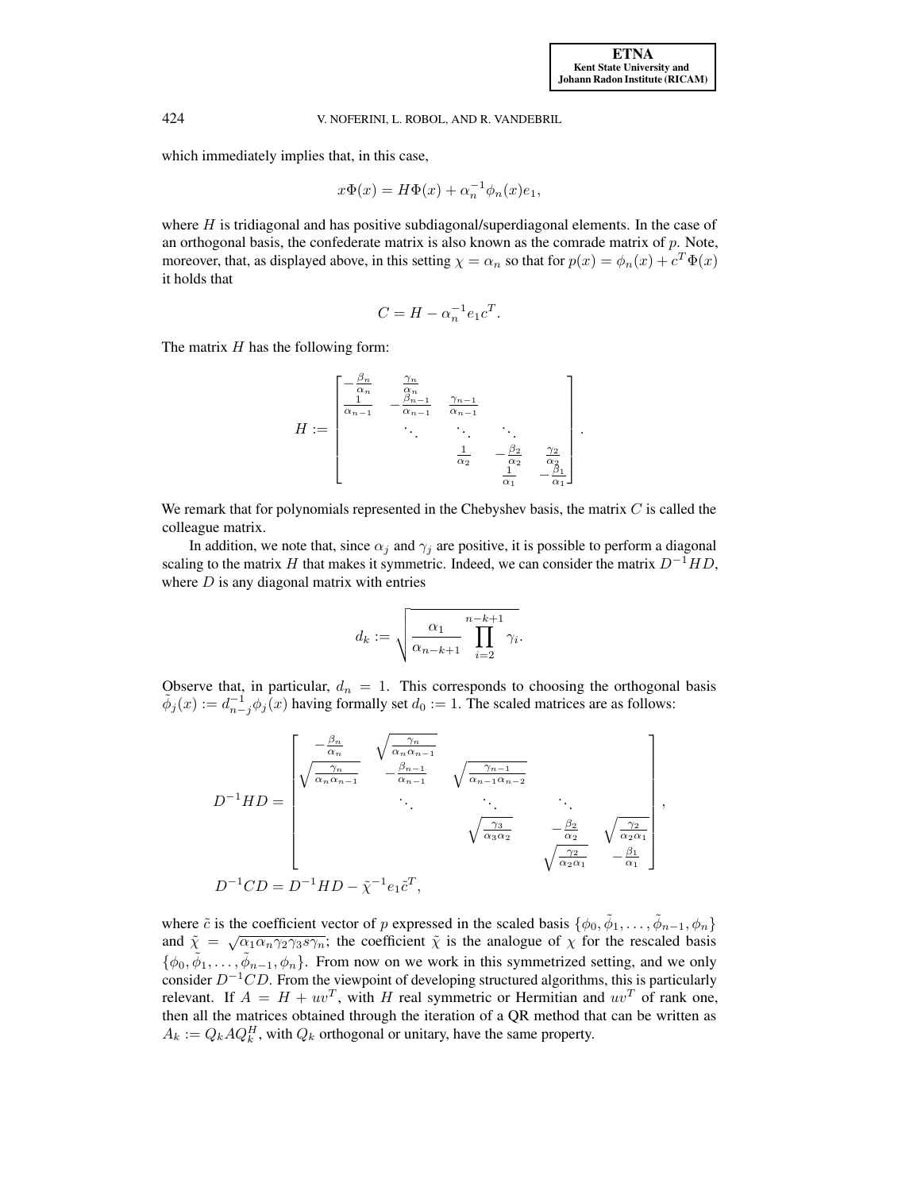which immediately implies that, in this case,

$$x\Phi(x) = H\Phi(x) + \alpha_n^{-1}\phi_n(x)e_1,$$

where $H$ is tridiagonal and has positive subdiagonal/superdiagonal elements. In the case of an orthogonal basis, the confederate matrix is also known as the comrade matrix of $p$. Note, moreover, that, as displayed above, in this setting $\chi = \alpha_n$ so that for $p(x) = \phi_n(x) + c^T\Phi(x)$ it holds that

$$C = H - \alpha_n^{-1}e_1c^T.$$

The matrix $H$ has the following form:

$$H := \begin{bmatrix} -\frac{\beta_n}{\alpha_n} & \frac{\gamma_n}{\alpha_n} & & & \\ \frac{1}{\alpha_{n-1}} & -\frac{\beta_{n-1}}{\alpha_{n-1}} & \frac{\gamma_{n-1}}{\alpha_{n-1}} & & \\ & \ddots & \ddots & \ddots & \\ & & \frac{1}{\alpha_2} & -\frac{\beta_2}{\alpha_2} & \frac{\gamma_2}{\alpha_2} \\ & & & \frac{1}{\alpha_1} & -\frac{\beta_1}{\alpha_1} \end{bmatrix}.$$

We remark that for polynomials represented in the Chebyshev basis, the matrix $C$ is called the colleague matrix.

In addition, we note that, since $\alpha_j$ and $\gamma_j$ are positive, it is possible to perform a diagonal scaling to the matrix $H$ that makes it symmetric. Indeed, we can consider the matrix $D^{-1}HD$, where $D$ is any diagonal matrix with entries

$$d_k := \sqrt{\frac{\alpha_1}{\alpha_{n-k+1}}\prod_{i=2}^{n-k+1}\gamma_i}.$$

Observe that, in particular, $d_n = 1$. This corresponds to choosing the orthogonal basis $\tilde{\phi}_j(x) := d_{n-j}^{-1}\phi_j(x)$ having formally set $d_0 := 1$. The scaled matrices are as follows:

$$D^{-1}HD = \begin{bmatrix} -\frac{\beta_n}{\alpha_n} & \sqrt{\frac{\gamma_n}{\alpha_n\alpha_{n-1}}} & & & \\ \sqrt{\frac{\gamma_n}{\alpha_n\alpha_{n-1}}} & -\frac{\beta_{n-1}}{\alpha_{n-1}} & \sqrt{\frac{\gamma_{n-1}}{\alpha_{n-1}\alpha_{n-2}}} & & \\ & \ddots & \ddots & \ddots & \\ & & \sqrt{\frac{\gamma_3}{\alpha_3\alpha_2}} & -\frac{\beta_2}{\alpha_2} & \sqrt{\frac{\gamma_2}{\alpha_2\alpha_1}} \\ & & & \sqrt{\frac{\gamma_2}{\alpha_2\alpha_1}} & -\frac{\beta_1}{\alpha_1} \end{bmatrix},$$

$$D^{-1}CD = D^{-1}HD - \tilde{\chi}^{-1}e_1\tilde{c}^T,$$

where $\tilde{c}$ is the coefficient vector of $p$ expressed in the scaled basis $\{\phi_0, \tilde{\phi}_1, \ldots, \tilde{\phi}_{n-1}, \phi_n\}$ and $\tilde{\chi} = \sqrt{\alpha_1\alpha_n\gamma_2\gamma_3 s\gamma_n}$; the coefficient $\tilde{\chi}$ is the analogue of $\chi$ for the rescaled basis $\{\phi_0, \tilde{\phi}_1, \ldots, \tilde{\phi}_{n-1}, \phi_n\}$. From now on we work in this symmetrized setting, and we only consider $D^{-1}CD$. From the viewpoint of developing structured algorithms, this is particularly relevant. If $A = H + uv^T$, with $H$ real symmetric or Hermitian and $uv^T$ of rank one, then all the matrices obtained through the iteration of a QR method that can be written as $A_k := Q_kAQ_k^H$, with $Q_k$ orthogonal or unitary, have the same property.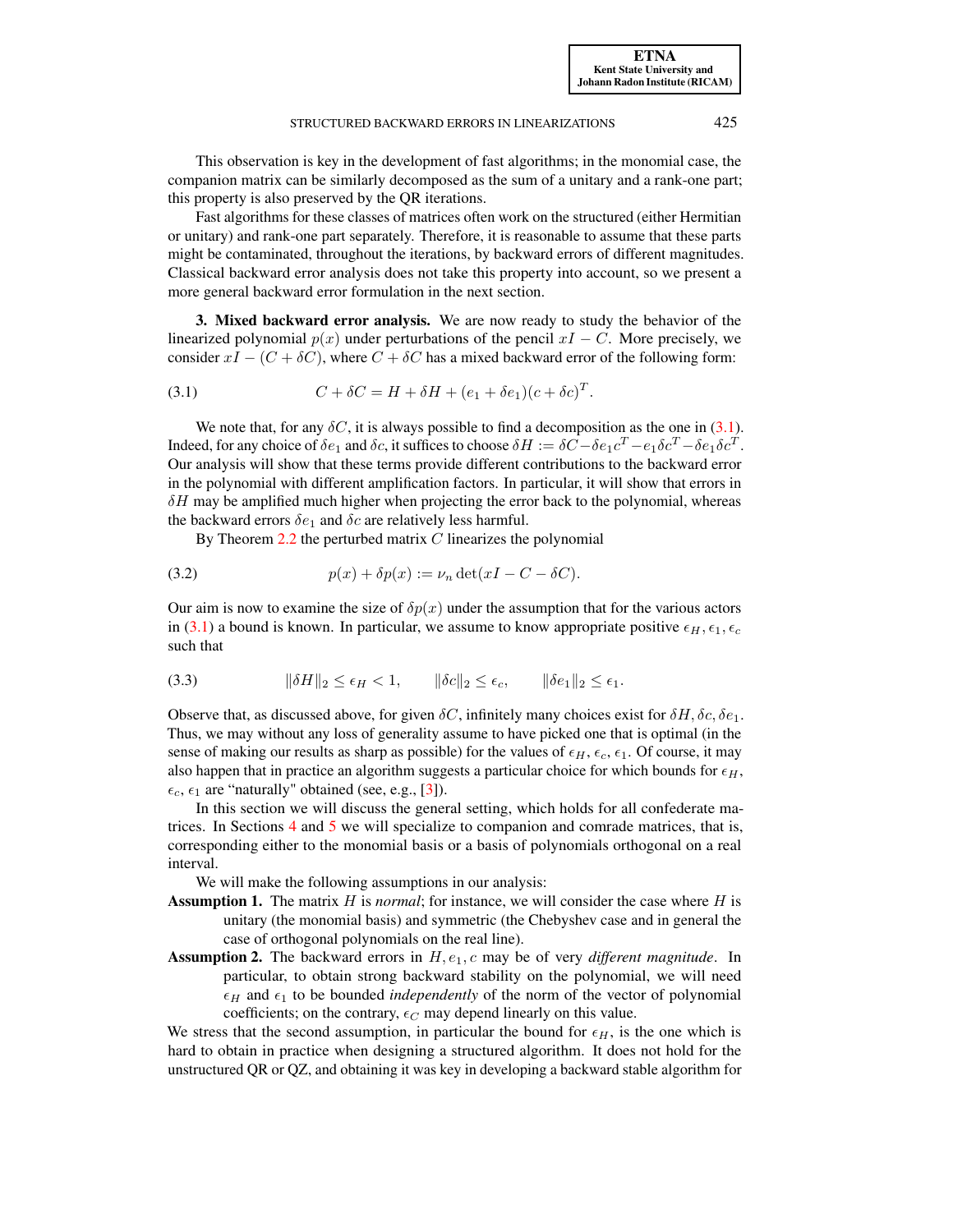This observation is key in the development of fast algorithms; in the monomial case, the companion matrix can be similarly decomposed as the sum of a unitary and a rank-one part; this property is also preserved by the QR iterations.

Fast algorithms for these classes of matrices often work on the structured (either Hermitian or unitary) and rank-one part separately. Therefore, it is reasonable to assume that these parts might be contaminated, throughout the iterations, by backward errors of different magnitudes. Classical backward error analysis does not take this property into account, so we present a more general backward error formulation in the next section.

## 3. Mixed backward error analysis.

We are now ready to study the behavior of the linearized polynomial $p(x)$ under perturbations of the pencil $xI - C$. More precisely, we consider $xI - (C + \delta C)$, where $C + \delta C$ has a mixed backward error of the following form:

$$C + \delta C = H + \delta H + (e_1 + \delta e_1)(c + \delta c)^T. \tag{3.1}$$

We note that, for any $\delta C$, it is always possible to find a decomposition as the one in (3.1). Indeed, for any choice of $\delta e_1$ and $\delta c$, it suffices to choose $\delta H := \delta C - \delta e_1 c^T - e_1 \delta c^T - \delta e_1 \delta c^T$. Our analysis will show that these terms provide different contributions to the backward error in the polynomial with different amplification factors. In particular, it will show that errors in $\delta H$ may be amplified much higher when projecting the error back to the polynomial, whereas the backward errors $\delta e_1$ and $\delta c$ are relatively less harmful.

By Theorem 2.2 the perturbed matrix $C$ linearizes the polynomial

$$p(x) + \delta p(x) := \nu_n \det(xI - C - \delta C). \tag{3.2}$$

Our aim is now to examine the size of $\delta p(x)$ under the assumption that for the various actors in (3.1) a bound is known. In particular, we assume to know appropriate positive $\epsilon_H, \epsilon_1, \epsilon_c$ such that

$$\|\delta H\|_2 \leq \epsilon_H < 1, \qquad \|\delta c\|_2 \leq \epsilon_c, \qquad \|\delta e_1\|_2 \leq \epsilon_1. \tag{3.3}$$

Observe that, as discussed above, for given $\delta C$, infinitely many choices exist for $\delta H, \delta c, \delta e_1$. Thus, we may without any loss of generality assume to have picked one that is optimal (in the sense of making our results as sharp as possible) for the values of $\epsilon_H$, $\epsilon_c$, $\epsilon_1$. Of course, it may also happen that in practice an algorithm suggests a particular choice for which bounds for $\epsilon_H$, $\epsilon_c$, $\epsilon_1$ are "naturally" obtained (see, e.g., [3]).

In this section we will discuss the general setting, which holds for all confederate matrices. In Sections 4 and 5 we will specialize to companion and comrade matrices, that is, corresponding either to the monomial basis or a basis of polynomials orthogonal on a real interval.

We will make the following assumptions in our analysis:

**Assumption 1.** The matrix $H$ is *normal*; for instance, we will consider the case where $H$ is unitary (the monomial basis) and symmetric (the Chebyshev case and in general the case of orthogonal polynomials on the real line).

**Assumption 2.** The backward errors in $H, e_1, c$ may be of very *different magnitude*. In particular, to obtain strong backward stability on the polynomial, we will need $\epsilon_H$ and $\epsilon_1$ to be bounded *independently* of the norm of the vector of polynomial coefficients; on the contrary, $\epsilon_C$ may depend linearly on this value.

We stress that the second assumption, in particular the bound for $\epsilon_H$, is the one which is hard to obtain in practice when designing a structured algorithm. It does not hold for the unstructured QR or QZ, and obtaining it was key in developing a backward stable algorithm for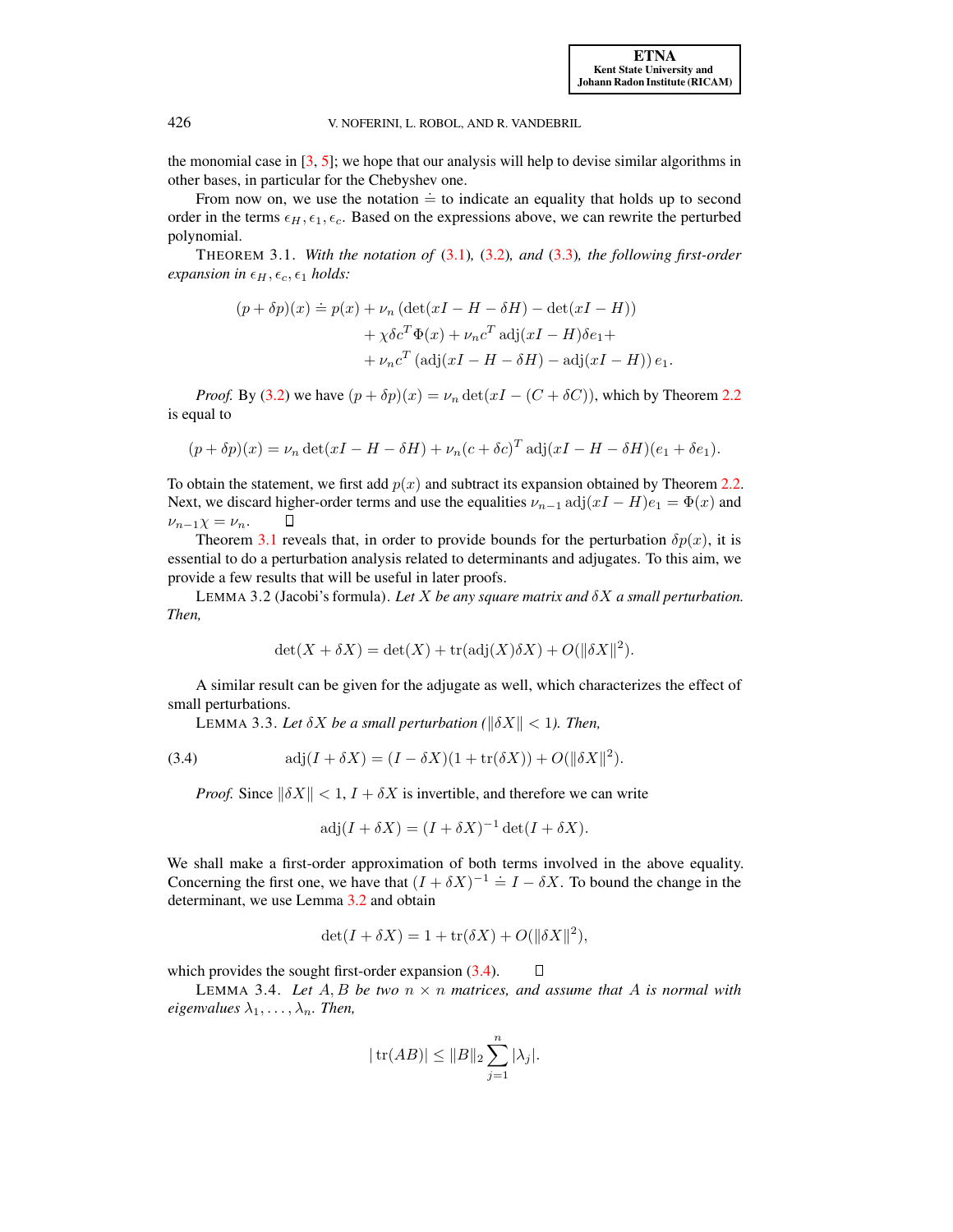the monomial case in [3, 5]; we hope that our analysis will help to devise similar algorithms in other bases, in particular for the Chebyshev one.

From now on, we use the notation $\doteq$ to indicate an equality that holds up to second order in the terms $\epsilon_H, \epsilon_1, \epsilon_c$. Based on the expressions above, we can rewrite the perturbed polynomial.

THEOREM 3.1. *With the notation of* (3.1)*,* (3.2)*, and* (3.3)*, the following first-order expansion in* $\epsilon_H, \epsilon_c, \epsilon_1$ *holds:*

$$\begin{aligned}(p + \delta p)(x) \doteq p(x) &+ \nu_n \left(\det(xI - H - \delta H) - \det(xI - H)\right) \\ &+ \chi \delta c^T \Phi(x) + \nu_n c^T \operatorname{adj}(xI - H)\delta e_1 + \\ &+ \nu_n c^T \left(\operatorname{adj}(xI - H - \delta H) - \operatorname{adj}(xI - H)\right) e_1.\end{aligned}$$

*Proof.* By (3.2) we have $(p + \delta p)(x) = \nu_n \det(xI - (C + \delta C))$, which by Theorem 2.2 is equal to

$$(p + \delta p)(x) = \nu_n \det(xI - H - \delta H) + \nu_n (c + \delta c)^T \operatorname{adj}(xI - H - \delta H)(e_1 + \delta e_1).$$

To obtain the statement, we first add $p(x)$ and subtract its expansion obtained by Theorem 2.2. Next, we discard higher-order terms and use the equalities $\nu_{n-1} \operatorname{adj}(xI - H)e_1 = \Phi(x)$ and $\nu_{n-1}\chi = \nu_n$. ◻

Theorem 3.1 reveals that, in order to provide bounds for the perturbation $\delta p(x)$, it is essential to do a perturbation analysis related to determinants and adjugates. To this aim, we provide a few results that will be useful in later proofs.

LEMMA 3.2 (Jacobi's formula). *Let* $X$ *be any square matrix and* $\delta X$ *a small perturbation. Then,*

$$\det(X + \delta X) = \det(X) + \operatorname{tr}(\operatorname{adj}(X)\delta X) + O(\|\delta X\|^2).$$

A similar result can be given for the adjugate as well, which characterizes the effect of small perturbations.

LEMMA 3.3. *Let* $\delta X$ *be a small perturbation (*$\|\delta X\| < 1$*). Then,*

$$\operatorname{adj}(I + \delta X) = (I - \delta X)(1 + \operatorname{tr}(\delta X)) + O(\|\delta X\|^2). \tag{3.4}$$

*Proof.* Since $\|\delta X\| < 1$, $I + \delta X$ is invertible, and therefore we can write

$$\operatorname{adj}(I + \delta X) = (I + \delta X)^{-1} \det(I + \delta X).$$

We shall make a first-order approximation of both terms involved in the above equality. Concerning the first one, we have that $(I + \delta X)^{-1} \doteq I - \delta X$. To bound the change in the determinant, we use Lemma 3.2 and obtain

$$\det(I + \delta X) = 1 + \operatorname{tr}(\delta X) + O(\|\delta X\|^2),$$

which provides the sought first-order expansion (3.4). ◻

LEMMA 3.4. *Let* $A, B$ *be two* $n \times n$ *matrices, and assume that* $A$ *is normal with eigenvalues* $\lambda_1, \ldots, \lambda_n$*. Then,*

$$|\operatorname{tr}(AB)| \leq \|B\|_2 \sum_{j=1}^{n} |\lambda_j|.$$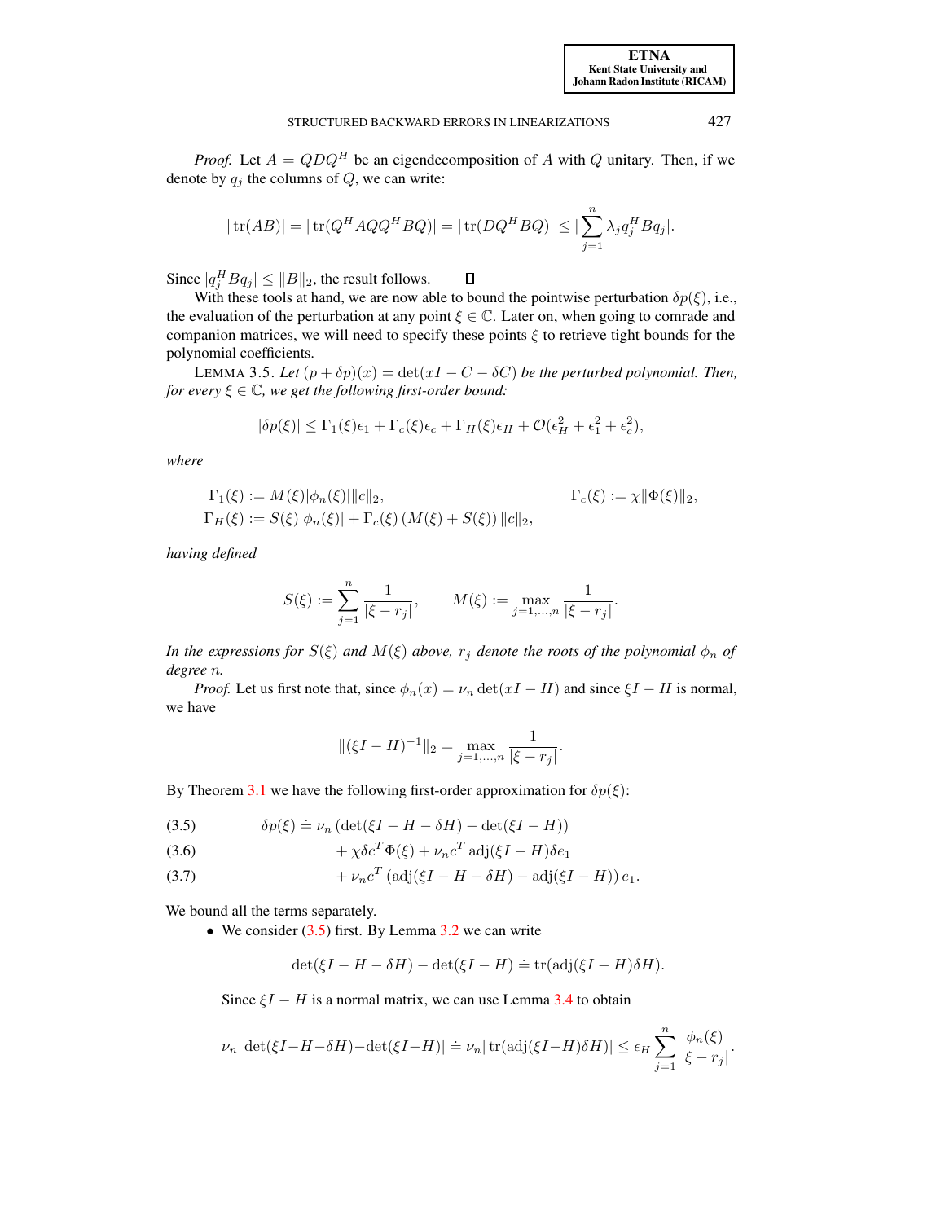*Proof.* Let $A = QDQ^H$ be an eigendecomposition of $A$ with $Q$ unitary. Then, if we denote by $q_j$ the columns of $Q$, we can write:

$$|\operatorname{tr}(AB)| = |\operatorname{tr}(Q^H A Q Q^H B Q)| = |\operatorname{tr}(D Q^H B Q)| \leq |\sum_{j=1}^{n} \lambda_j q_j^H B q_j|.$$

Since $|q_j^H B q_j| \leq \|B\|_2$, the result follows. $\square$

With these tools at hand, we are now able to bound the pointwise perturbation $\delta p(\xi)$, i.e., the evaluation of the perturbation at any point $\xi \in \mathbb{C}$. Later on, when going to comrade and companion matrices, we will need to specify these points $\xi$ to retrieve tight bounds for the polynomial coefficients.

LEMMA 3.5. *Let $(p + \delta p)(x) = \det(xI - C - \delta C)$ be the perturbed polynomial. Then, for every $\xi \in \mathbb{C}$, we get the following first-order bound:*

$$|\delta p(\xi)| \leq \Gamma_1(\xi)\epsilon_1 + \Gamma_c(\xi)\epsilon_c + \Gamma_H(\xi)\epsilon_H + \mathcal{O}(\epsilon_H^2 + \epsilon_1^2 + \epsilon_c^2),$$

*where*

$$\Gamma_1(\xi) := M(\xi)|\phi_n(\xi)|\|c\|_2, \qquad \Gamma_c(\xi) := \chi\|\Phi(\xi)\|_2,$$
$$\Gamma_H(\xi) := S(\xi)|\phi_n(\xi)| + \Gamma_c(\xi)\left(M(\xi) + S(\xi)\right)\|c\|_2,$$

*having defined*

$$S(\xi) := \sum_{j=1}^{n} \frac{1}{|\xi - r_j|}, \qquad M(\xi) := \max_{j=1,\ldots,n} \frac{1}{|\xi - r_j|}.$$

*In the expressions for $S(\xi)$ and $M(\xi)$ above, $r_j$ denote the roots of the polynomial $\phi_n$ of degree $n$.*

*Proof.* Let us first note that, since $\phi_n(x) = \nu_n \det(xI - H)$ and since $\xi I - H$ is normal, we have

$$\|(\xi I - H)^{-1}\|_2 = \max_{j=1,\ldots,n} \frac{1}{|\xi - r_j|}.$$

By Theorem 3.1 we have the following first-order approximation for $\delta p(\xi)$:

$$\delta p(\xi) \doteq \nu_n \left(\det(\xi I - H - \delta H) - \det(\xi I - H)\right) \tag{3.5}$$
$$+ \chi \delta c^T \Phi(\xi) + \nu_n c^T \operatorname{adj}(\xi I - H)\delta e_1 \tag{3.6}$$
$$+ \nu_n c^T \left(\operatorname{adj}(\xi I - H - \delta H) - \operatorname{adj}(\xi I - H)\right) e_1. \tag{3.7}$$

We bound all the terms separately.

- We consider (3.5) first. By Lemma 3.2 we can write

$$\det(\xi I - H - \delta H) - \det(\xi I - H) \doteq \operatorname{tr}(\operatorname{adj}(\xi I - H)\delta H).$$

Since $\xi I - H$ is a normal matrix, we can use Lemma 3.4 to obtain

$$\nu_n |\det(\xi I - H - \delta H) - \det(\xi I - H)| \doteq \nu_n |\operatorname{tr}(\operatorname{adj}(\xi I - H)\delta H)| \leq \epsilon_H \sum_{j=1}^{n} \frac{\phi_n(\xi)}{|\xi - r_j|}.$$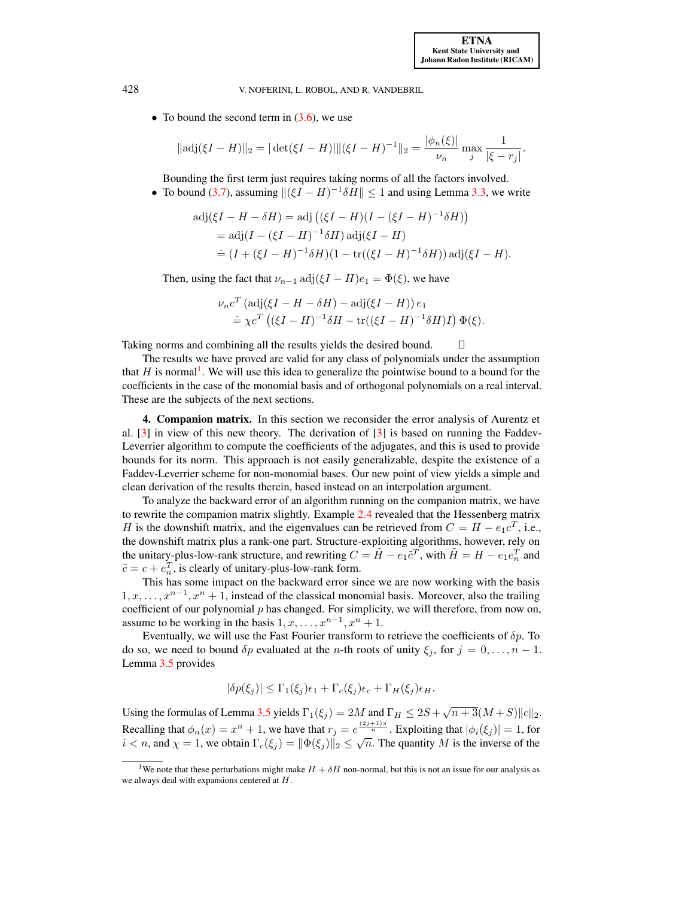- To bound the second term in (3.6), we use

$$\|\text{adj}(\xi I - H)\|_2 = |\det(\xi I - H)| \|(\xi I - H)^{-1}\|_2 = \frac{|\phi_n(\xi)|}{\nu_n} \max_j \frac{1}{|\xi - r_j|}.$$

  Bounding the first term just requires taking norms of all the factors involved.
- To bound (3.7), assuming $\|(\xi I - H)^{-1}\delta H\| \leq 1$ and using Lemma 3.3, we write

$$\begin{aligned}
\text{adj}(\xi I - H - \delta H) &= \text{adj}\left((\xi I - H)(I - (\xi I - H)^{-1}\delta H)\right) \\
&= \text{adj}(I - (\xi I - H)^{-1}\delta H)\,\text{adj}(\xi I - H) \\
&\doteq (I + (\xi I - H)^{-1}\delta H)(1 - \text{tr}((\xi I - H)^{-1}\delta H))\,\text{adj}(\xi I - H).
\end{aligned}$$

  Then, using the fact that $\nu_{n-1}\,\text{adj}(\xi I - H)e_1 = \Phi(\xi)$, we have

$$\begin{aligned}
&\nu_n c^T \left(\text{adj}(\xi I - H - \delta H) - \text{adj}(\xi I - H)\right) e_1 \\
&\qquad \doteq \chi c^T \left((\xi I - H)^{-1}\delta H - \text{tr}((\xi I - H)^{-1}\delta H) I\right) \Phi(\xi).
\end{aligned}$$

Taking norms and combining all the results yields the desired bound. □

The results we have proved are valid for any class of polynomials under the assumption that $H$ is normal[1]. We will use this idea to generalize the pointwise bound to a bound for the coefficients in the case of the monomial basis and of orthogonal polynomials on a real interval. These are the subjects of the next sections.

**4. Companion matrix.** In this section we reconsider the error analysis of Aurentz et al. [3] in view of this new theory. The derivation of [3] is based on running the Faddev-Leverrier algorithm to compute the coefficients of the adjugates, and this is used to provide bounds for its norm. This approach is not easily generalizable, despite the existence of a Faddev-Leverrier scheme for non-monomial bases. Our new point of view yields a simple and clean derivation of the results therein, based instead on an interpolation argument.

To analyze the backward error of an algorithm running on the companion matrix, we have to rewrite the companion matrix slightly. Example 2.4 revealed that the Hessenberg matrix $H$ is the downshift matrix, and the eigenvalues can be retrieved from $C = H - e_1 c^T$, i.e., the downshift matrix plus a rank-one part. Structure-exploiting algorithms, however, rely on the unitary-plus-low-rank structure, and rewriting $C = \tilde{H} - e_1 \tilde{c}^T$, with $\tilde{H} = H - e_1 e_n^T$ and $\tilde{c} = c + e_n^T$, is clearly of unitary-plus-low-rank form.

This has some impact on the backward error since we are now working with the basis $1, x, \ldots, x^{n-1}, x^n + 1$, instead of the classical monomial basis. Moreover, also the trailing coefficient of our polynomial $p$ has changed. For simplicity, we will therefore, from now on, assume to be working in the basis $1, x, \ldots, x^{n-1}, x^n + 1$.

Eventually, we will use the Fast Fourier transform to retrieve the coefficients of $\delta p$. To do so, we need to bound $\delta p$ evaluated at the $n$-th roots of unity $\xi_j$, for $j = 0, \ldots, n-1$. Lemma 3.5 provides

$$|\delta p(\xi_j)| \leq \Gamma_1(\xi_j)\epsilon_1 + \Gamma_c(\xi_j)\epsilon_c + \Gamma_H(\xi_j)\epsilon_H.$$

Using the formulas of Lemma 3.5 yields $\Gamma_1(\xi_j) = 2M$ and $\Gamma_H \leq 2S + \sqrt{n+3}(M+S)\|c\|_2$. Recalling that $\phi_n(x) = x^n + 1$, we have that $r_j = e^{\frac{(2j+1)\pi}{n}}$. Exploiting that $|\phi_i(\xi_j)| = 1$, for $i < n$, and $\chi = 1$, we obtain $\Gamma_c(\xi_j) = \|\Phi(\xi_j)\|_2 \leq \sqrt{n}$. The quantity $M$ is the inverse of the

[1] We note that these perturbations might make $H + \delta H$ non-normal, but this is not an issue for our analysis as we always deal with expansions centered at $H$.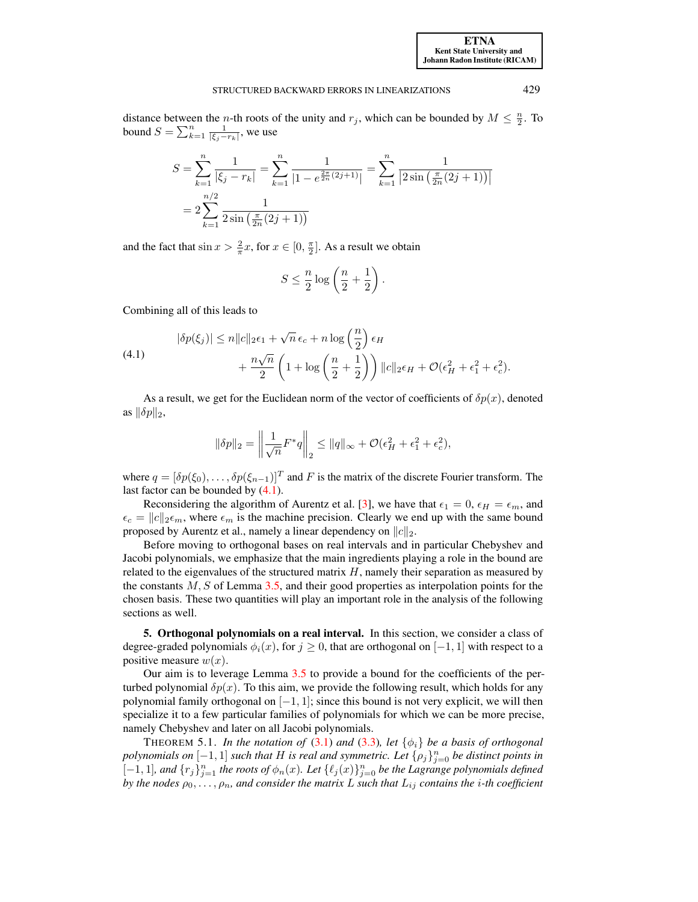distance between the $n$-th roots of the unity and $r_j$, which can be bounded by $M \leq \frac{n}{2}$. To bound $S = \sum_{k=1}^{n} \frac{1}{|\xi_j - r_k|}$, we use

$$
\begin{aligned}
S &= \sum_{k=1}^{n} \frac{1}{|\xi_j - r_k|} = \sum_{k=1}^{n} \frac{1}{|1 - e^{\frac{2\pi}{2n}(2j+1)}|} = \sum_{k=1}^{n} \frac{1}{\left|2 \sin\left(\frac{\pi}{2n}(2j+1)\right)\right|} \\
&= 2 \sum_{k=1}^{n/2} \frac{1}{2 \sin\left(\frac{\pi}{2n}(2j+1)\right)}
\end{aligned}
$$

and the fact that $\sin x > \frac{2}{\pi} x$, for $x \in [0, \frac{\pi}{2}]$. As a result we obtain

$$
S \leq \frac{n}{2} \log\left(\frac{n}{2} + \frac{1}{2}\right).
$$

Combining all of this leads to

$$
\begin{aligned}
|\delta p(\xi_j)| &\leq n \|c\|_2 \epsilon_1 + \sqrt{n}\, \epsilon_c + n \log\left(\frac{n}{2}\right) \epsilon_H \\
&\quad + \frac{n\sqrt{n}}{2} \left(1 + \log\left(\frac{n}{2} + \frac{1}{2}\right)\right) \|c\|_2 \epsilon_H + \mathcal{O}(\epsilon_H^2 + \epsilon_1^2 + \epsilon_c^2).
\end{aligned} \tag{4.1}
$$

As a result, we get for the Euclidean norm of the vector of coefficients of $\delta p(x)$, denoted as $\|\delta p\|_2$,

$$
\|\delta p\|_2 = \left\| \frac{1}{\sqrt{n}} F^* q \right\|_2 \leq \|q\|_\infty + \mathcal{O}(\epsilon_H^2 + \epsilon_1^2 + \epsilon_c^2),
$$

where $q = [\delta p(\xi_0), \ldots, \delta p(\xi_{n-1})]^T$ and $F$ is the matrix of the discrete Fourier transform. The last factor can be bounded by (4.1).

Reconsidering the algorithm of Aurentz et al. [3], we have that $\epsilon_1 = 0$, $\epsilon_H = \epsilon_m$, and $\epsilon_c = \|c\|_2 \epsilon_m$, where $\epsilon_m$ is the machine precision. Clearly we end up with the same bound proposed by Aurentz et al., namely a linear dependency on $\|c\|_2$.

Before moving to orthogonal bases on real intervals and in particular Chebyshev and Jacobi polynomials, we emphasize that the main ingredients playing a role in the bound are related to the eigenvalues of the structured matrix $H$, namely their separation as measured by the constants $M, S$ of Lemma 3.5, and their good properties as interpolation points for the chosen basis. These two quantities will play an important role in the analysis of the following sections as well.

## 5. Orthogonal polynomials on a real interval.

In this section, we consider a class of degree-graded polynomials $\phi_i(x)$, for $j \geq 0$, that are orthogonal on $[-1, 1]$ with respect to a positive measure $w(x)$.

Our aim is to leverage Lemma 3.5 to provide a bound for the coefficients of the perturbed polynomial $\delta p(x)$. To this aim, we provide the following result, which holds for any polynomial family orthogonal on $[-1, 1]$; since this bound is not very explicit, we will then specialize it to a few particular families of polynomials for which we can be more precise, namely Chebyshev and later on all Jacobi polynomials.

THEOREM 5.1. *In the notation of (3.1) and (3.3), let $\{\phi_i\}$ be a basis of orthogonal polynomials on $[-1, 1]$ such that $H$ is real and symmetric. Let $\{\rho_j\}_{j=0}^{n}$ be distinct points in $[-1, 1]$, and $\{r_j\}_{j=1}^{n}$ the roots of $\phi_n(x)$. Let $\{\ell_j(x)\}_{j=0}^{n}$ be the Lagrange polynomials defined by the nodes $\rho_0, \ldots, \rho_n$, and consider the matrix $L$ such that $L_{ij}$ contains the $i$-th coefficient*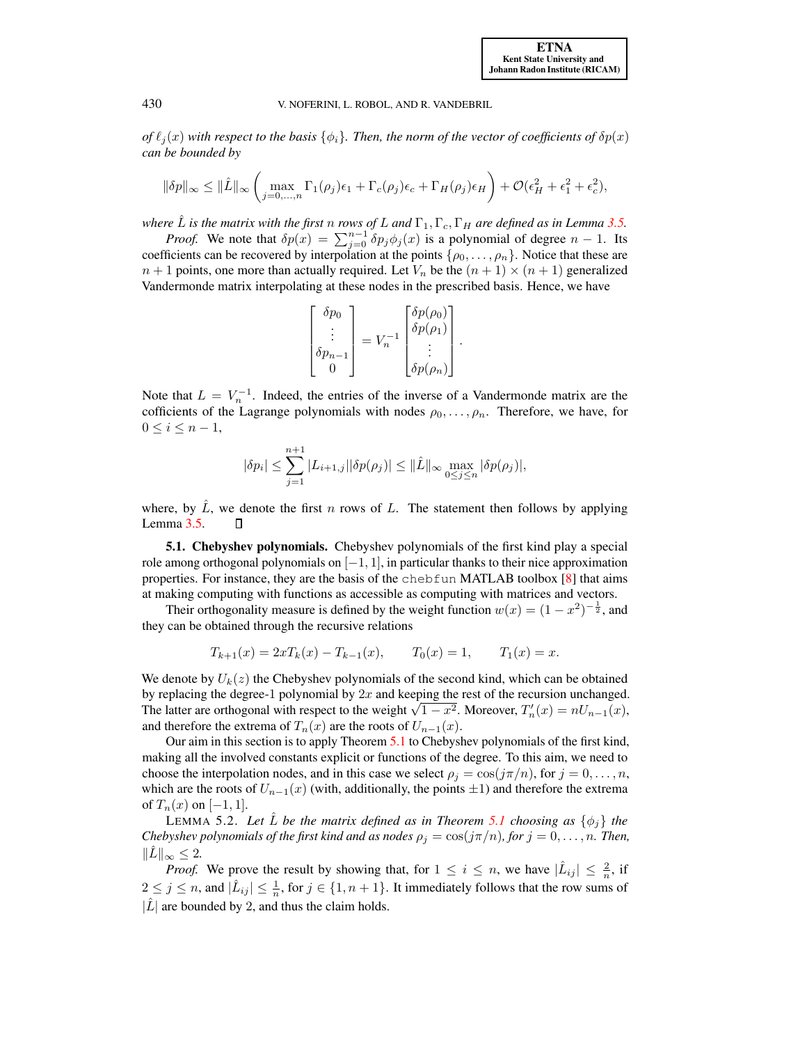*of $\ell_j(x)$ with respect to the basis $\{\phi_i\}$. Then, the norm of the vector of coefficients of $\delta p(x)$ can be bounded by*

$$\|\delta p\|_\infty \le \|\hat{L}\|_\infty \left( \max_{j=0,\ldots,n} \Gamma_1(\rho_j)\epsilon_1 + \Gamma_c(\rho_j)\epsilon_c + \Gamma_H(\rho_j)\epsilon_H \right) + \mathcal{O}(\epsilon_H^2 + \epsilon_1^2 + \epsilon_c^2),$$

*where $\hat{L}$ is the matrix with the first $n$ rows of $L$ and $\Gamma_1, \Gamma_c, \Gamma_H$ are defined as in Lemma 3.5.*

*Proof.* We note that $\delta p(x) = \sum_{j=0}^{n-1} \delta p_j \phi_j(x)$ is a polynomial of degree $n-1$. Its coefficients can be recovered by interpolation at the points $\{\rho_0, \ldots, \rho_n\}$. Notice that these are $n+1$ points, one more than actually required. Let $V_n$ be the $(n+1) \times (n+1)$ generalized Vandermonde matrix interpolating at these nodes in the prescribed basis. Hence, we have

$$\begin{bmatrix} \delta p_0 \\ \vdots \\ \delta p_{n-1} \\ 0 \end{bmatrix} = V_n^{-1} \begin{bmatrix} \delta p(\rho_0) \\ \delta p(\rho_1) \\ \vdots \\ \delta p(\rho_n) \end{bmatrix}.$$

Note that $L = V_n^{-1}$. Indeed, the entries of the inverse of a Vandermonde matrix are the cofficients of the Lagrange polynomials with nodes $\rho_0, \ldots, \rho_n$. Therefore, we have, for $0 \le i \le n-1$,

$$|\delta p_i| \le \sum_{j=1}^{n+1} |L_{i+1,j}||\delta p(\rho_j)| \le \|\hat{L}\|_\infty \max_{0 \le j \le n} |\delta p(\rho_j)|,$$

where, by $\hat{L}$, we denote the first $n$ rows of $L$. The statement then follows by applying Lemma 3.5. ∎

**5.1. Chebyshev polynomials.** Chebyshev polynomials of the first kind play a special role among orthogonal polynomials on $[-1, 1]$, in particular thanks to their nice approximation properties. For instance, they are the basis of the `chebfun` MATLAB toolbox [8] that aims at making computing with functions as accessible as computing with matrices and vectors.

Their orthogonality measure is defined by the weight function $w(x) = (1 - x^2)^{-\frac{1}{2}}$, and they can be obtained through the recursive relations

$$T_{k+1}(x) = 2xT_k(x) - T_{k-1}(x), \qquad T_0(x) = 1, \qquad T_1(x) = x.$$

We denote by $U_k(z)$ the Chebyshev polynomials of the second kind, which can be obtained by replacing the degree-1 polynomial by $2x$ and keeping the rest of the recursion unchanged. The latter are orthogonal with respect to the weight $\sqrt{1 - x^2}$. Moreover, $T_n'(x) = nU_{n-1}(x)$, and therefore the extrema of $T_n(x)$ are the roots of $U_{n-1}(x)$.

Our aim in this section is to apply Theorem 5.1 to Chebyshev polynomials of the first kind, making all the involved constants explicit or functions of the degree. To this aim, we need to choose the interpolation nodes, and in this case we select $\rho_j = \cos(j\pi/n)$, for $j = 0, \ldots, n$, which are the roots of $U_{n-1}(x)$ (with, additionally, the points $\pm 1$) and therefore the extrema of $T_n(x)$ on $[-1, 1]$.

LEMMA 5.2. *Let $\hat{L}$ be the matrix defined as in Theorem 5.1 choosing as $\{\phi_j\}$ the Chebyshev polynomials of the first kind and as nodes $\rho_j = \cos(j\pi/n)$, for $j = 0, \ldots, n$. Then, $\|\hat{L}\|_\infty \le 2$.*

*Proof.* We prove the result by showing that, for $1 \le i \le n$, we have $|\hat{L}_{ij}| \le \frac{2}{n}$, if $2 \le j \le n$, and $|\hat{L}_{ij}| \le \frac{1}{n}$, for $j \in \{1, n+1\}$. It immediately follows that the row sums of $|\hat{L}|$ are bounded by 2, and thus the claim holds.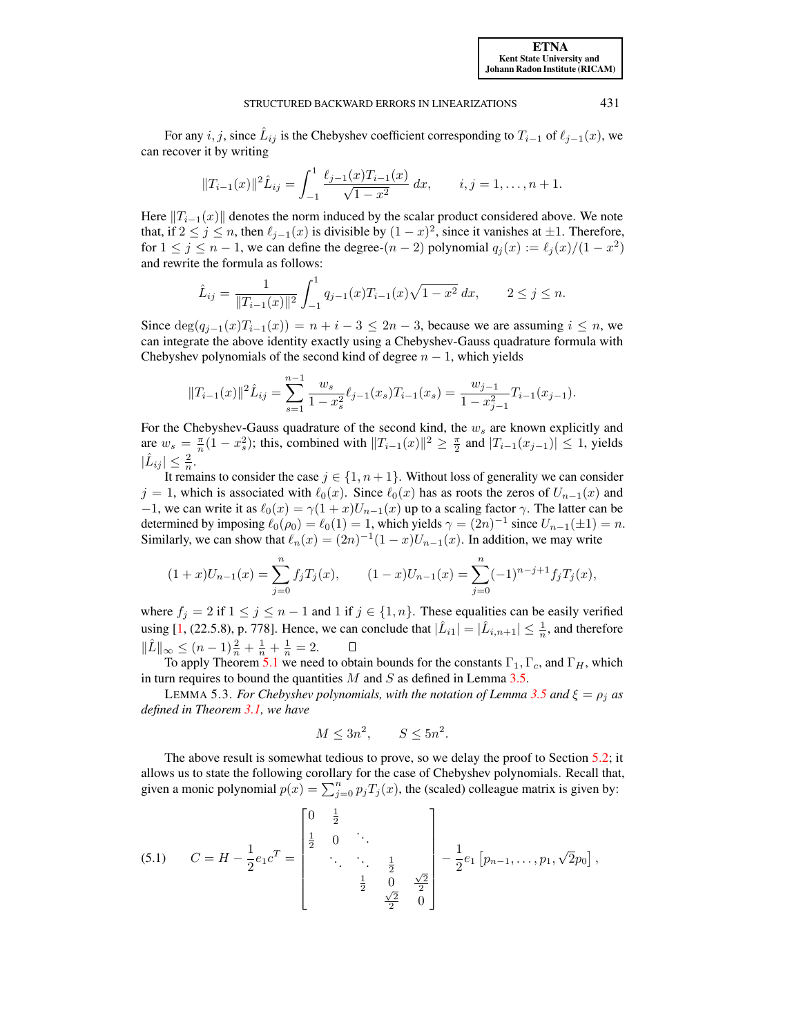For any $i, j$, since $\hat{L}_{ij}$ is the Chebyshev coefficient corresponding to $T_{i-1}$ of $\ell_{j-1}(x)$, we can recover it by writing

$$\|T_{i-1}(x)\|^2 \hat{L}_{ij} = \int_{-1}^{1} \frac{\ell_{j-1}(x) T_{i-1}(x)}{\sqrt{1-x^2}}\, dx, \qquad i, j = 1, \ldots, n+1.$$

Here $\|T_{i-1}(x)\|$ denotes the norm induced by the scalar product considered above. We note that, if $2 \leq j \leq n$, then $\ell_{j-1}(x)$ is divisible by $(1-x)^2$, since it vanishes at $\pm 1$. Therefore, for $1 \leq j \leq n-1$, we can define the degree-$(n-2)$ polynomial $q_j(x) := \ell_j(x)/(1-x^2)$ and rewrite the formula as follows:

$$\hat{L}_{ij} = \frac{1}{\|T_{i-1}(x)\|^2} \int_{-1}^{1} q_{j-1}(x) T_{i-1}(x) \sqrt{1-x^2}\, dx, \qquad 2 \leq j \leq n.$$

Since $\deg(q_{j-1}(x)T_{i-1}(x)) = n + i - 3 \leq 2n - 3$, because we are assuming $i \leq n$, we can integrate the above identity exactly using a Chebyshev-Gauss quadrature formula with Chebyshev polynomials of the second kind of degree $n-1$, which yields

$$\|T_{i-1}(x)\|^2 \hat{L}_{ij} = \sum_{s=1}^{n-1} \frac{w_s}{1-x_s^2} \ell_{j-1}(x_s) T_{i-1}(x_s) = \frac{w_{j-1}}{1-x_{j-1}^2} T_{i-1}(x_{j-1}).$$

For the Chebyshev-Gauss quadrature of the second kind, the $w_s$ are known explicitly and are $w_s = \frac{\pi}{n}(1-x_s^2)$; this, combined with $\|T_{i-1}(x)\|^2 \geq \frac{\pi}{2}$ and $|T_{i-1}(x_{j-1})| \leq 1$, yields $|\hat{L}_{ij}| \leq \frac{2}{n}$.

It remains to consider the case $j \in \{1, n+1\}$. Without loss of generality we can consider $j = 1$, which is associated with $\ell_0(x)$. Since $\ell_0(x)$ has as roots the zeros of $U_{n-1}(x)$ and $-1$, we can write it as $\ell_0(x) = \gamma(1+x)U_{n-1}(x)$ up to a scaling factor $\gamma$. The latter can be determined by imposing $\ell_0(\rho_0) = \ell_0(1) = 1$, which yields $\gamma = (2n)^{-1}$ since $U_{n-1}(\pm 1) = n$. Similarly, we can show that $\ell_n(x) = (2n)^{-1}(1-x)U_{n-1}(x)$. In addition, we may write

$$(1+x)U_{n-1}(x) = \sum_{j=0}^{n} f_j T_j(x), \qquad (1-x)U_{n-1}(x) = \sum_{j=0}^{n} (-1)^{n-j+1} f_j T_j(x),$$

where $f_j = 2$ if $1 \leq j \leq n-1$ and $1$ if $j \in \{1, n\}$. These equalities can be easily verified using [1, (22.5.8), p. 778]. Hence, we can conclude that $|\hat{L}_{i1}| = |\hat{L}_{i,n+1}| \leq \frac{1}{n}$, and therefore $\|\hat{L}\|_\infty \leq (n-1)\frac{2}{n} + \frac{1}{n} + \frac{1}{n} = 2$. $\square$

To apply Theorem 5.1 we need to obtain bounds for the constants $\Gamma_1, \Gamma_c$, and $\Gamma_H$, which in turn requires to bound the quantities $M$ and $S$ as defined in Lemma 3.5.

LEMMA 5.3. *For Chebyshev polynomials, with the notation of Lemma 3.5 and $\xi = \rho_j$ as defined in Theorem 3.1, we have*

$$M \leq 3n^2, \qquad S \leq 5n^2.$$

The above result is somewhat tedious to prove, so we delay the proof to Section 5.2; it allows us to state the following corollary for the case of Chebyshev polynomials. Recall that, given a monic polynomial $p(x) = \sum_{j=0}^{n} p_j T_j(x)$, the (scaled) colleague matrix is given by:

$$C = H - \frac{1}{2} e_1 c^T = \begin{bmatrix} 0 & \frac{1}{2} & & & \\ \frac{1}{2} & 0 & \ddots & & \\ & \ddots & \ddots & \frac{1}{2} & \\ & & \frac{1}{2} & 0 & \frac{\sqrt{2}}{2} \\ & & & \frac{\sqrt{2}}{2} & 0 \end{bmatrix} - \frac{1}{2} e_1 \left[p_{n-1}, \ldots, p_1, \sqrt{2} p_0\right], \tag{5.1}$$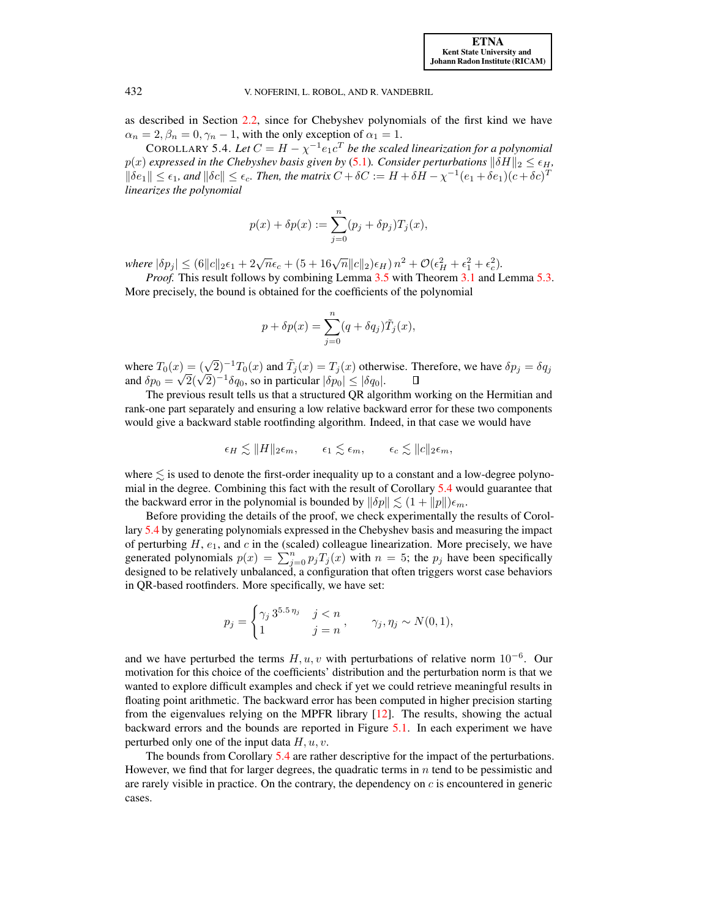as described in Section 2.2, since for Chebyshev polynomials of the first kind we have $\alpha_n = 2, \beta_n = 0, \gamma_n - 1$, with the only exception of $\alpha_1 = 1$.

COROLLARY 5.4. *Let $C = H - \chi^{-1} e_1 c^T$ be the scaled linearization for a polynomial $p(x)$ expressed in the Chebyshev basis given by (5.1). Consider perturbations $\|\delta H\|_2 \leq \epsilon_H$, $\|\delta e_1\| \leq \epsilon_1$, and $\|\delta c\| \leq \epsilon_c$. Then, the matrix $C + \delta C := H + \delta H - \chi^{-1}(e_1 + \delta e_1)(c + \delta c)^T$ linearizes the polynomial*

$$p(x) + \delta p(x) := \sum_{j=0}^{n} (p_j + \delta p_j) T_j(x),$$

*where* $|\delta p_j| \leq (6\|c\|_2 \epsilon_1 + 2\sqrt{n}\epsilon_c + (5 + 16\sqrt{n}\|c\|_2)\epsilon_H)\, n^2 + \mathcal{O}(\epsilon_H^2 + \epsilon_1^2 + \epsilon_c^2)$.

*Proof.* This result follows by combining Lemma 3.5 with Theorem 3.1 and Lemma 5.3. More precisely, the bound is obtained for the coefficients of the polynomial

$$p + \delta p(x) = \sum_{j=0}^{n} (q + \delta q_j) \tilde{T}_j(x),$$

where $T_0(x) = (\sqrt{2})^{-1} T_0(x)$ and $\tilde{T}_j(x) = T_j(x)$ otherwise. Therefore, we have $\delta p_j = \delta q_j$ and $\delta p_0 = \sqrt{2}(\sqrt{2})^{-1} \delta q_0$, so in particular $|\delta p_0| \leq |\delta q_0|$. $\square$

The previous result tells us that a structured QR algorithm working on the Hermitian and rank-one part separately and ensuring a low relative backward error for these two components would give a backward stable rootfinding algorithm. Indeed, in that case we would have

$$\epsilon_H \lesssim \|H\|_2 \epsilon_m, \qquad \epsilon_1 \lesssim \epsilon_m, \qquad \epsilon_c \lesssim \|c\|_2 \epsilon_m,$$

where $\lesssim$ is used to denote the first-order inequality up to a constant and a low-degree polynomial in the degree. Combining this fact with the result of Corollary 5.4 would guarantee that the backward error in the polynomial is bounded by $\|\delta p\| \lesssim (1 + \|p\|)\epsilon_m$.

Before providing the details of the proof, we check experimentally the results of Corollary 5.4 by generating polynomials expressed in the Chebyshev basis and measuring the impact of perturbing $H$, $e_1$, and $c$ in the (scaled) colleague linearization. More precisely, we have generated polynomials $p(x) = \sum_{j=0}^{n} p_j T_j(x)$ with $n = 5$; the $p_j$ have been specifically designed to be relatively unbalanced, a configuration that often triggers worst case behaviors in QR-based rootfinders. More specifically, we have set:

$$p_j = \begin{cases} \gamma_j \, 3^{5.5\,\eta_j} & j < n \\ 1 & j = n \end{cases}, \qquad \gamma_j, \eta_j \sim N(0, 1),$$

and we have perturbed the terms $H, u, v$ with perturbations of relative norm $10^{-6}$. Our motivation for this choice of the coefficients' distribution and the perturbation norm is that we wanted to explore difficult examples and check if yet we could retrieve meaningful results in floating point arithmetic. The backward error has been computed in higher precision starting from the eigenvalues relying on the MPFR library [12]. The results, showing the actual backward errors and the bounds are reported in Figure 5.1. In each experiment we have perturbed only one of the input data $H, u, v$.

The bounds from Corollary 5.4 are rather descriptive for the impact of the perturbations. However, we find that for larger degrees, the quadratic terms in $n$ tend to be pessimistic and are rarely visible in practice. On the contrary, the dependency on $c$ is encountered in generic cases.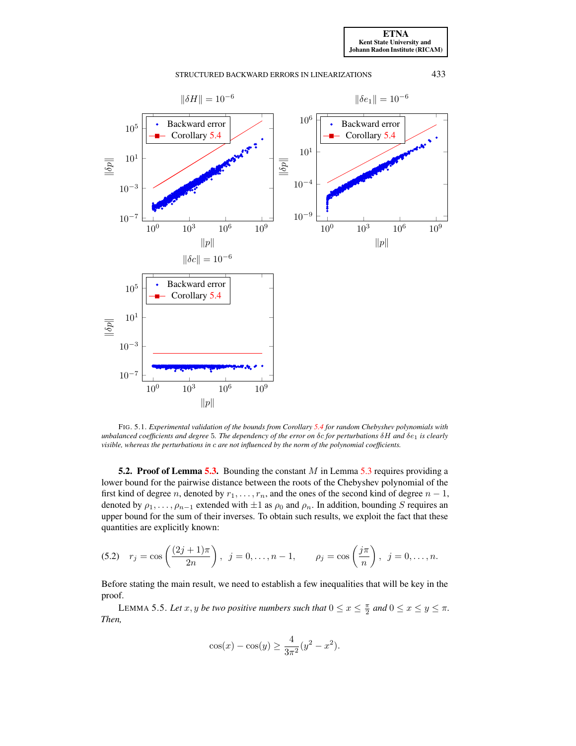FIG. 5.1. *Experimental validation of the bounds from Corollary 5.4 for random Chebyshev polynomials with unbalanced coefficients and degree* 5*. The dependency of the error on* $\delta c$ *for perturbations* $\delta H$ *and* $\delta e_1$ *is clearly visible, whereas the perturbations in* $c$ *are not influenced by the norm of the polynomial coefficients.*

**5.2. Proof of Lemma 5.3.** Bounding the constant $M$ in Lemma 5.3 requires providing a lower bound for the pairwise distance between the roots of the Chebyshev polynomial of the first kind of degree $n$, denoted by $r_1, \dots, r_n$, and the ones of the second kind of degree $n-1$, denoted by $\rho_1, \dots, \rho_{n-1}$ extended with $\pm 1$ as $\rho_0$ and $\rho_n$. In addition, bounding $S$ requires an upper bound for the sum of their inverses. To obtain such results, we exploit the fact that these quantities are explicitly known:

$$(5.2) \qquad r_j = \cos\left(\frac{(2j+1)\pi}{2n}\right), \quad j = 0, \dots, n-1, \qquad \rho_j = \cos\left(\frac{j\pi}{n}\right), \quad j = 0, \dots, n.$$

Before stating the main result, we need to establish a few inequalities that will be key in the proof.

LEMMA 5.5. *Let* $x, y$ *be two positive numbers such that* $0 \leq x \leq \frac{\pi}{2}$ *and* $0 \leq x \leq y \leq \pi$. *Then,*

$$\cos(x) - \cos(y) \geq \frac{4}{3\pi^2}(y^2 - x^2).$$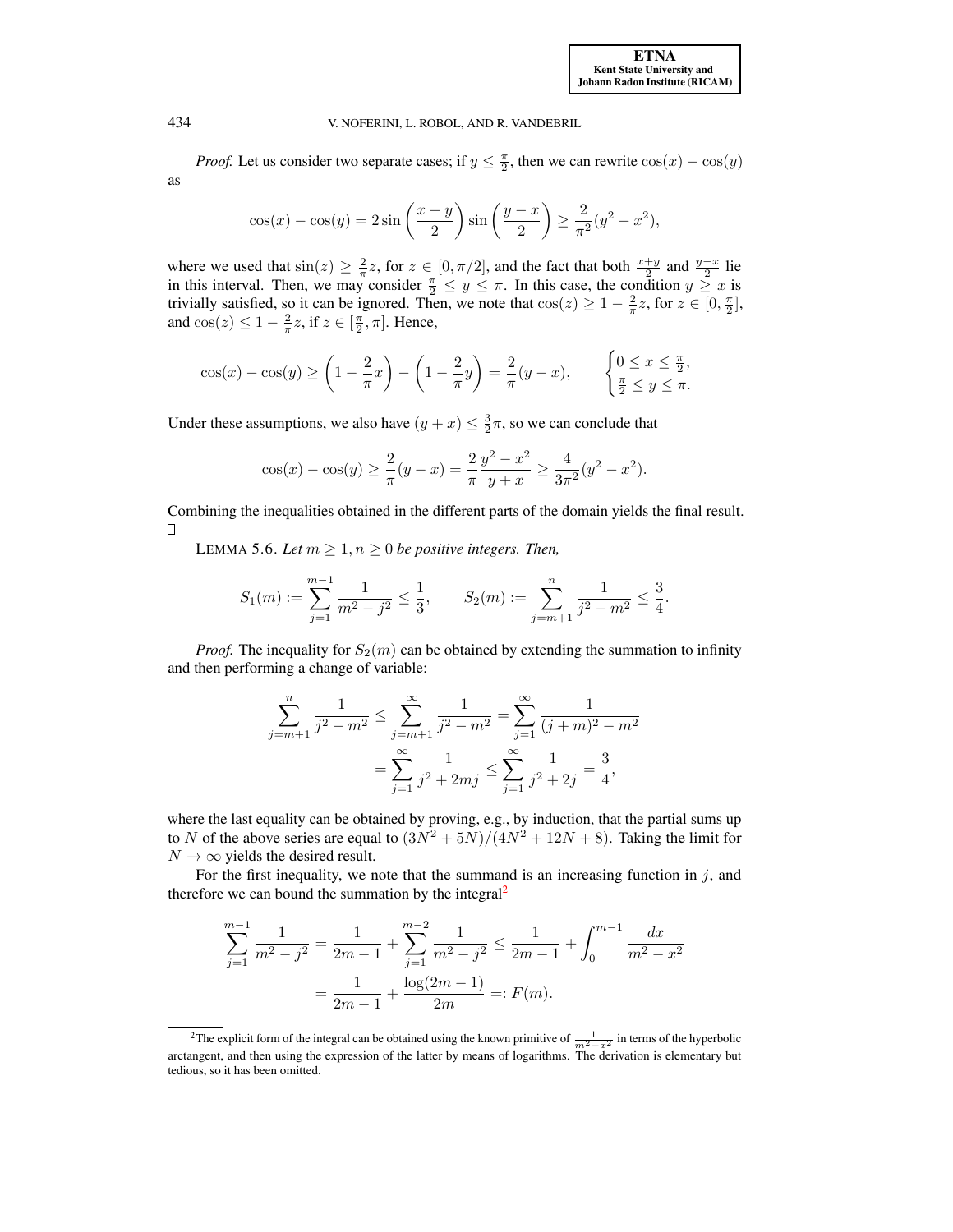*Proof.* Let us consider two separate cases; if $y \leq \frac{\pi}{2}$, then we can rewrite $\cos(x) - \cos(y)$ as

$$\cos(x) - \cos(y) = 2\sin\left(\frac{x+y}{2}\right)\sin\left(\frac{y-x}{2}\right) \geq \frac{2}{\pi^2}(y^2 - x^2),$$

where we used that $\sin(z) \geq \frac{2}{\pi}z$, for $z \in [0, \pi/2]$, and the fact that both $\frac{x+y}{2}$ and $\frac{y-x}{2}$ lie in this interval. Then, we may consider $\frac{\pi}{2} \leq y \leq \pi$. In this case, the condition $y \geq x$ is trivially satisfied, so it can be ignored. Then, we note that $\cos(z) \geq 1 - \frac{2}{\pi}z$, for $z \in [0, \frac{\pi}{2}]$, and $\cos(z) \leq 1 - \frac{2}{\pi}z$, if $z \in [\frac{\pi}{2}, \pi]$. Hence,

$$\cos(x) - \cos(y) \geq \left(1 - \frac{2}{\pi}x\right) - \left(1 - \frac{2}{\pi}y\right) = \frac{2}{\pi}(y - x), \qquad \begin{cases} 0 \leq x \leq \frac{\pi}{2}, \\ \frac{\pi}{2} \leq y \leq \pi. \end{cases}$$

Under these assumptions, we also have $(y + x) \leq \frac{3}{2}\pi$, so we can conclude that

$$\cos(x) - \cos(y) \geq \frac{2}{\pi}(y - x) = \frac{2}{\pi}\frac{y^2 - x^2}{y + x} \geq \frac{4}{3\pi^2}(y^2 - x^2).$$

Combining the inequalities obtained in the different parts of the domain yields the final result. □

LEMMA 5.6. *Let $m \geq 1, n \geq 0$ be positive integers. Then,*

$$S_1(m) := \sum_{j=1}^{m-1} \frac{1}{m^2 - j^2} \leq \frac{1}{3}, \qquad S_2(m) := \sum_{j=m+1}^{n} \frac{1}{j^2 - m^2} \leq \frac{3}{4}.$$

*Proof.* The inequality for $S_2(m)$ can be obtained by extending the summation to infinity and then performing a change of variable:

$$\sum_{j=m+1}^{n} \frac{1}{j^2 - m^2} \leq \sum_{j=m+1}^{\infty} \frac{1}{j^2 - m^2} = \sum_{j=1}^{\infty} \frac{1}{(j+m)^2 - m^2}$$
$$= \sum_{j=1}^{\infty} \frac{1}{j^2 + 2mj} \leq \sum_{j=1}^{\infty} \frac{1}{j^2 + 2j} = \frac{3}{4},$$

where the last equality can be obtained by proving, e.g., by induction, that the partial sums up to $N$ of the above series are equal to $(3N^2 + 5N)/(4N^2 + 12N + 8)$. Taking the limit for $N \to \infty$ yields the desired result.

For the first inequality, we note that the summand is an increasing function in $j$, and therefore we can bound the summation by the integral[2]

$$\sum_{j=1}^{m-1} \frac{1}{m^2 - j^2} = \frac{1}{2m-1} + \sum_{j=1}^{m-2} \frac{1}{m^2 - j^2} \leq \frac{1}{2m-1} + \int_0^{m-1} \frac{dx}{m^2 - x^2}$$
$$= \frac{1}{2m-1} + \frac{\log(2m-1)}{2m} =: F(m).$$

[2]The explicit form of the integral can be obtained using the known primitive of $\frac{1}{m^2-x^2}$ in terms of the hyperbolic arctangent, and then using the expression of the latter by means of logarithms. The derivation is elementary but tedious, so it has been omitted.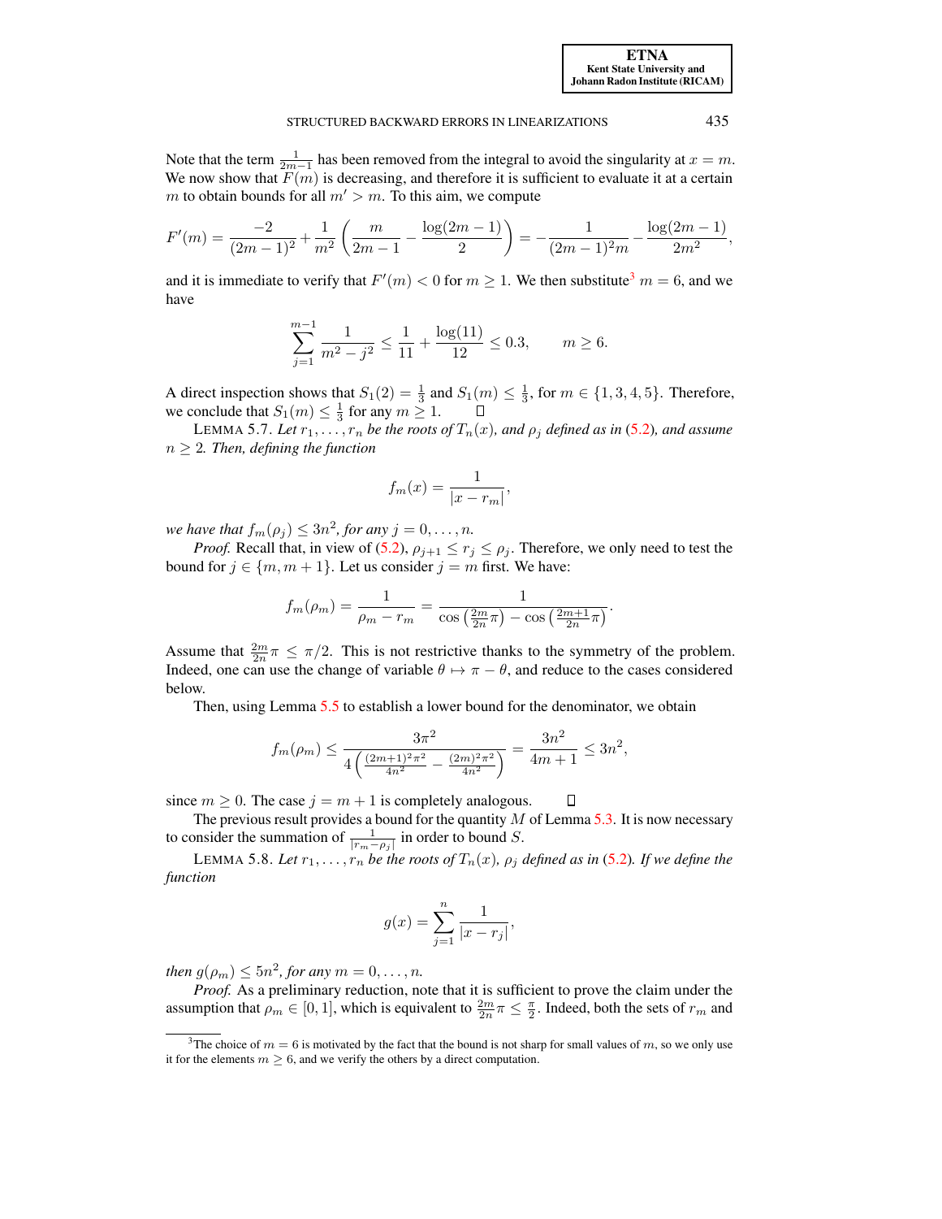Note that the term $\frac{1}{2m-1}$ has been removed from the integral to avoid the singularity at $x = m$. We now show that $F(m)$ is decreasing, and therefore it is sufficient to evaluate it at a certain $m$ to obtain bounds for all $m' > m$. To this aim, we compute

$$F'(m) = \frac{-2}{(2m-1)^2} + \frac{1}{m^2}\left(\frac{m}{2m-1} - \frac{\log(2m-1)}{2}\right) = -\frac{1}{(2m-1)^2 m} - \frac{\log(2m-1)}{2m^2},$$

and it is immediate to verify that $F'(m) < 0$ for $m \geq 1$. We then substitute[3] $m = 6$, and we have

$$\sum_{j=1}^{m-1} \frac{1}{m^2 - j^2} \leq \frac{1}{11} + \frac{\log(11)}{12} \leq 0.3, \qquad m \geq 6.$$

A direct inspection shows that $S_1(2) = \frac{1}{3}$ and $S_1(m) \leq \frac{1}{3}$, for $m \in \{1, 3, 4, 5\}$. Therefore, we conclude that $S_1(m) \leq \frac{1}{3}$ for any $m \geq 1$. ◻

LEMMA 5.7. *Let $r_1, \ldots, r_n$ be the roots of $T_n(x)$, and $\rho_j$ defined as in (5.2), and assume $n \geq 2$. Then, defining the function*

$$f_m(x) = \frac{1}{|x - r_m|},$$

*we have that $f_m(\rho_j) \leq 3n^2$, for any $j = 0, \ldots, n$.*

*Proof.* Recall that, in view of (5.2), $\rho_{j+1} \leq r_j \leq \rho_j$. Therefore, we only need to test the bound for $j \in \{m, m+1\}$. Let us consider $j = m$ first. We have:

$$f_m(\rho_m) = \frac{1}{\rho_m - r_m} = \frac{1}{\cos\left(\frac{2m}{2n}\pi\right) - \cos\left(\frac{2m+1}{2n}\pi\right)}.$$

Assume that $\frac{2m}{2n}\pi \leq \pi/2$. This is not restrictive thanks to the symmetry of the problem. Indeed, one can use the change of variable $\theta \mapsto \pi - \theta$, and reduce to the cases considered below.

Then, using Lemma 5.5 to establish a lower bound for the denominator, we obtain

$$f_m(\rho_m) \leq \frac{3\pi^2}{4\left(\frac{(2m+1)^2\pi^2}{4n^2} - \frac{(2m)^2\pi^2}{4n^2}\right)} = \frac{3n^2}{4m+1} \leq 3n^2,$$

since $m \geq 0$. The case $j = m+1$ is completely analogous. ◻

The previous result provides a bound for the quantity $M$ of Lemma 5.3. It is now necessary to consider the summation of $\frac{1}{|r_m - \rho_j|}$ in order to bound $S$.

LEMMA 5.8. *Let $r_1, \ldots, r_n$ be the roots of $T_n(x)$, $\rho_j$ defined as in (5.2). If we define the function*

$$g(x) = \sum_{j=1}^{n} \frac{1}{|x - r_j|},$$

*then $g(\rho_m) \leq 5n^2$, for any $m = 0, \ldots, n$.*

*Proof.* As a preliminary reduction, note that it is sufficient to prove the claim under the assumption that $\rho_m \in [0, 1]$, which is equivalent to $\frac{2m}{2n}\pi \leq \frac{\pi}{2}$. Indeed, both the sets of $r_m$ and

[3] The choice of $m = 6$ is motivated by the fact that the bound is not sharp for small values of $m$, so we only use it for the elements $m \geq 6$, and we verify the others by a direct computation.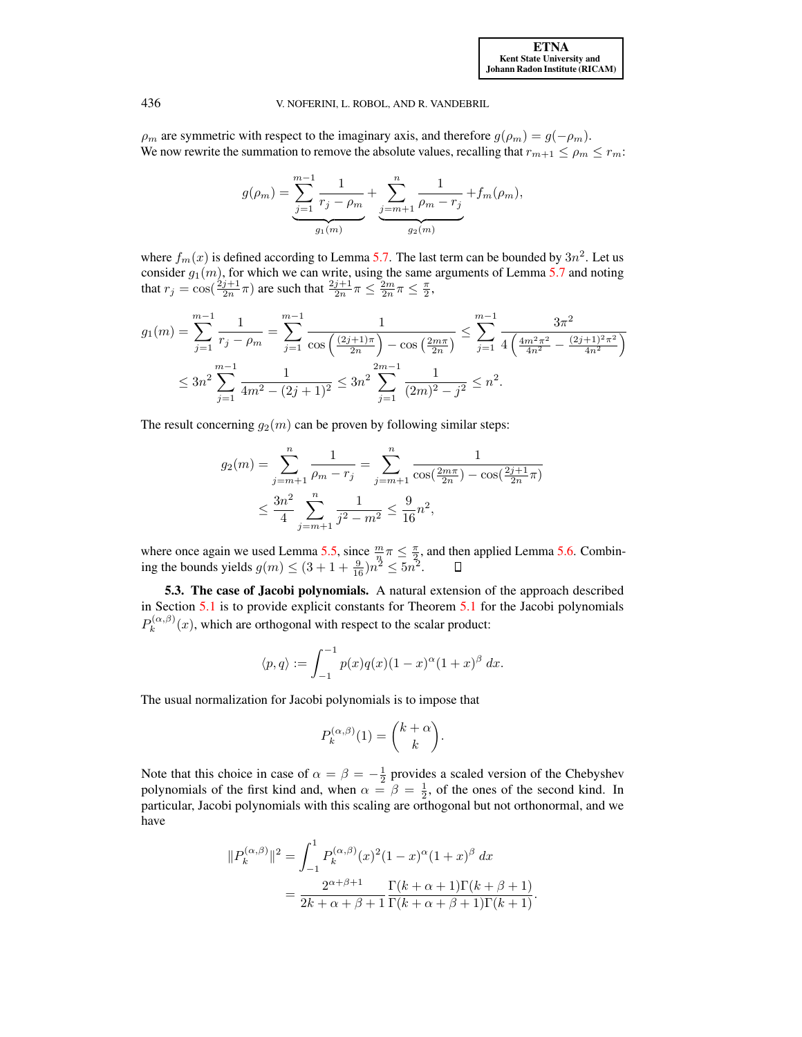$\rho_m$ are symmetric with respect to the imaginary axis, and therefore $g(\rho_m) = g(-\rho_m)$. We now rewrite the summation to remove the absolute values, recalling that $r_{m+1} \le \rho_m \le r_m$:

$$g(\rho_m) = \underbrace{\sum_{j=1}^{m-1} \frac{1}{r_j - \rho_m}}_{g_1(m)} + \underbrace{\sum_{j=m+1}^{n} \frac{1}{\rho_m - r_j}}_{g_2(m)} + f_m(\rho_m),$$

where $f_m(x)$ is defined according to Lemma 5.7. The last term can be bounded by $3n^2$. Let us consider $g_1(m)$, for which we can write, using the same arguments of Lemma 5.7 and noting that $r_j = \cos(\frac{2j+1}{2n}\pi)$ are such that $\frac{2j+1}{2n}\pi \le \frac{2m}{2n}\pi \le \frac{\pi}{2}$,

$$\begin{aligned}
g_1(m) &= \sum_{j=1}^{m-1} \frac{1}{r_j - \rho_m} = \sum_{j=1}^{m-1} \frac{1}{\cos\left(\frac{(2j+1)\pi}{2n}\right) - \cos\left(\frac{2m\pi}{2n}\right)} \le \sum_{j=1}^{m-1} \frac{3\pi^2}{4\left(\frac{4m^2\pi^2}{4n^2} - \frac{(2j+1)^2\pi^2}{4n^2}\right)} \\
&\le 3n^2 \sum_{j=1}^{m-1} \frac{1}{4m^2 - (2j+1)^2} \le 3n^2 \sum_{j=1}^{2m-1} \frac{1}{(2m)^2 - j^2} \le n^2.
\end{aligned}$$

The result concerning $g_2(m)$ can be proven by following similar steps:

$$\begin{aligned}
g_2(m) &= \sum_{j=m+1}^{n} \frac{1}{\rho_m - r_j} = \sum_{j=m+1}^{n} \frac{1}{\cos(\frac{2m\pi}{2n}) - \cos(\frac{2j+1}{2n}\pi)} \\
&\le \frac{3n^2}{4} \sum_{j=m+1}^{n} \frac{1}{j^2 - m^2} \le \frac{9}{16}n^2,
\end{aligned}$$

where once again we used Lemma 5.5, since $\frac{m}{n}\pi \le \frac{\pi}{2}$, and then applied Lemma 5.6. Combining the bounds yields $g(m) \le (3 + 1 + \frac{9}{16})n^2 \le 5n^2$. $\square$

**5.3. The case of Jacobi polynomials.** A natural extension of the approach described in Section 5.1 is to provide explicit constants for Theorem 5.1 for the Jacobi polynomials $P_k^{(\alpha,\beta)}(x)$, which are orthogonal with respect to the scalar product:

$$\langle p, q \rangle := \int_{-1}^{-1} p(x)q(x)(1-x)^\alpha(1+x)^\beta \, dx.$$

The usual normalization for Jacobi polynomials is to impose that

$$P_k^{(\alpha,\beta)}(1) = \binom{k+\alpha}{k}.$$

Note that this choice in case of $\alpha = \beta = -\frac{1}{2}$ provides a scaled version of the Chebyshev polynomials of the first kind and, when $\alpha = \beta = \frac{1}{2}$, of the ones of the second kind. In particular, Jacobi polynomials with this scaling are orthogonal but not orthonormal, and we have

$$\begin{aligned}
\|P_k^{(\alpha,\beta)}\|^2 &= \int_{-1}^{1} P_k^{(\alpha,\beta)}(x)^2(1-x)^\alpha(1+x)^\beta \, dx \\
&= \frac{2^{\alpha+\beta+1}}{2k+\alpha+\beta+1} \frac{\Gamma(k+\alpha+1)\Gamma(k+\beta+1)}{\Gamma(k+\alpha+\beta+1)\Gamma(k+1)}.
\end{aligned}$$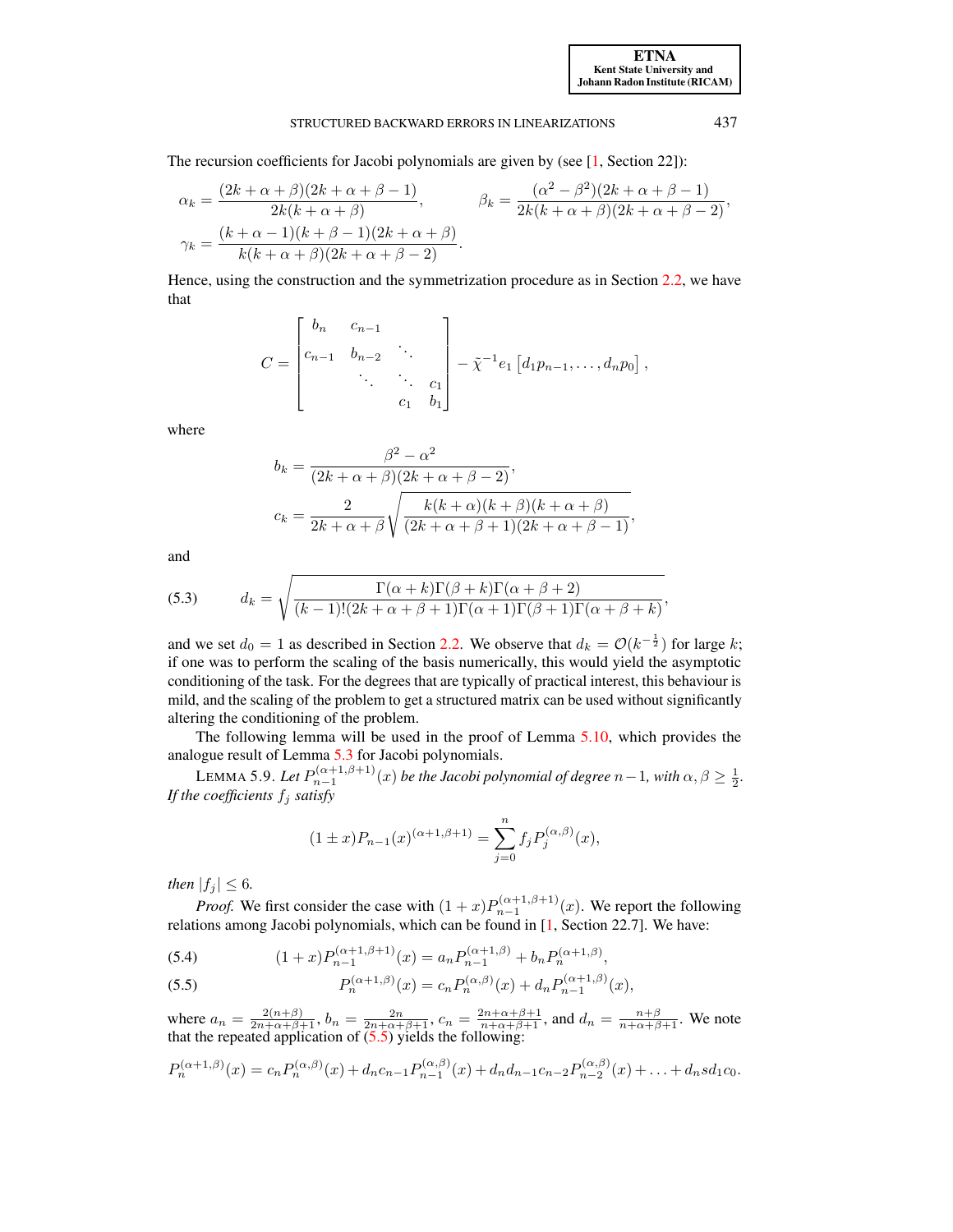The recursion coefficients for Jacobi polynomials are given by (see [1, Section 22]):

$$
\alpha_k = \frac{(2k+\alpha+\beta)(2k+\alpha+\beta-1)}{2k(k+\alpha+\beta)}, \qquad \beta_k = \frac{(\alpha^2-\beta^2)(2k+\alpha+\beta-1)}{2k(k+\alpha+\beta)(2k+\alpha+\beta-2)},
$$

$$
\gamma_k = \frac{(k+\alpha-1)(k+\beta-1)(2k+\alpha+\beta)}{k(k+\alpha+\beta)(2k+\alpha+\beta-2)}.
$$

Hence, using the construction and the symmetrization procedure as in Section 2.2, we have that

$$
C = \begin{bmatrix} b_n & c_{n-1} & & \\ c_{n-1} & b_{n-2} & \ddots & \\ & \ddots & \ddots & c_1 \\ & & c_1 & b_1 \end{bmatrix} - \tilde{\chi}^{-1} e_1 \left[ d_1 p_{n-1}, \ldots, d_n p_0 \right],
$$

where

$$
b_k = \frac{\beta^2 - \alpha^2}{(2k+\alpha+\beta)(2k+\alpha+\beta-2)},
$$

$$
c_k = \frac{2}{2k+\alpha+\beta}\sqrt{\frac{k(k+\alpha)(k+\beta)(k+\alpha+\beta)}{(2k+\alpha+\beta+1)(2k+\alpha+\beta-1)}},
$$

and

$$
d_k = \sqrt{\frac{\Gamma(\alpha+k)\Gamma(\beta+k)\Gamma(\alpha+\beta+2)}{(k-1)!(2k+\alpha+\beta+1)\Gamma(\alpha+1)\Gamma(\beta+1)\Gamma(\alpha+\beta+k)}}, \tag{5.3}
$$

and we set $d_0 = 1$ as described in Section 2.2. We observe that $d_k = \mathcal{O}(k^{-\frac{1}{2}})$ for large $k$; if one was to perform the scaling of the basis numerically, this would yield the asymptotic conditioning of the task. For the degrees that are typically of practical interest, this behaviour is mild, and the scaling of the problem to get a structured matrix can be used without significantly altering the conditioning of the problem.

The following lemma will be used in the proof of Lemma 5.10, which provides the analogue result of Lemma 5.3 for Jacobi polynomials.

LEMMA 5.9. *Let $P_{n-1}^{(\alpha+1,\beta+1)}(x)$ be the Jacobi polynomial of degree $n-1$, with $\alpha, \beta \geq \frac{1}{2}$. If the coefficients $f_j$ satisfy*

$$
(1 \pm x)P_{n-1}(x)^{(\alpha+1,\beta+1)} = \sum_{j=0}^{n} f_j P_j^{(\alpha,\beta)}(x),
$$

*then $|f_j| \leq 6$.*

*Proof.* We first consider the case with $(1+x)P_{n-1}^{(\alpha+1,\beta+1)}(x)$. We report the following relations among Jacobi polynomials, which can be found in [1, Section 22.7]. We have:

$$
(1+x)P_{n-1}^{(\alpha+1,\beta+1)}(x) = a_n P_{n-1}^{(\alpha+1,\beta)} + b_n P_n^{(\alpha+1,\beta)}, \tag{5.4}
$$

$$
P_n^{(\alpha+1,\beta)}(x) = c_n P_n^{(\alpha,\beta)}(x) + d_n P_{n-1}^{(\alpha+1,\beta)}(x), \tag{5.5}
$$

where $a_n = \frac{2(n+\beta)}{2n+\alpha+\beta+1}$, $b_n = \frac{2n}{2n+\alpha+\beta+1}$, $c_n = \frac{2n+\alpha+\beta+1}{n+\alpha+\beta+1}$, and $d_n = \frac{n+\beta}{n+\alpha+\beta+1}$. We note that the repeated application of (5.5) yields the following:

$$
P_n^{(\alpha+1,\beta)}(x) = c_n P_n^{(\alpha,\beta)}(x) + d_n c_{n-1} P_{n-1}^{(\alpha,\beta)}(x) + d_n d_{n-1} c_{n-2} P_{n-2}^{(\alpha,\beta)}(x) + \ldots + d_n s d_1 c_0.
$$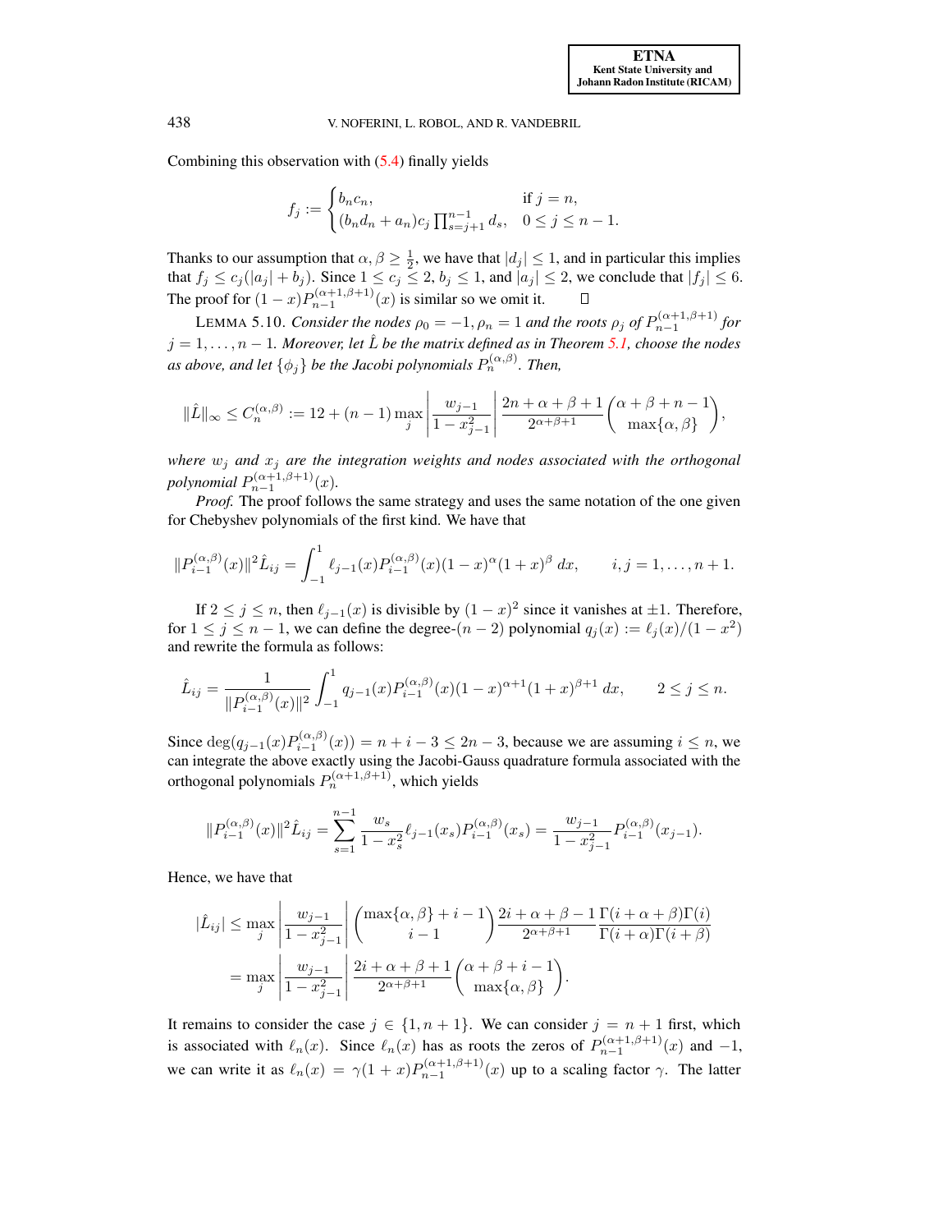Combining this observation with (5.4) finally yields

$$f_j := \begin{cases} b_n c_n, & \text{if } j = n, \\ (b_n d_n + a_n) c_j \prod_{s=j+1}^{n-1} d_s, & 0 \le j \le n-1. \end{cases}$$

Thanks to our assumption that $\alpha, \beta \geq \frac{1}{2}$, we have that $|d_j| \leq 1$, and in particular this implies that $f_j \leq c_j(|a_j| + b_j)$. Since $1 \leq c_j \leq 2$, $b_j \leq 1$, and $|a_j| \leq 2$, we conclude that $|f_j| \leq 6$. The proof for $(1-x)P_{n-1}^{(\alpha+1,\beta+1)}(x)$ is similar so we omit it. □

LEMMA 5.10. *Consider the nodes $\rho_0 = -1, \rho_n = 1$ and the roots $\rho_j$ of $P_{n-1}^{(\alpha+1,\beta+1)}$ for $j = 1, \ldots, n-1$. Moreover, let $\hat{L}$ be the matrix defined as in Theorem 5.1, choose the nodes as above, and let $\{\phi_j\}$ be the Jacobi polynomials $P_n^{(\alpha,\beta)}$. Then,*

$$\|\hat{L}\|_\infty \leq C_n^{(\alpha,\beta)} := 12 + (n-1) \max_j \left| \frac{w_{j-1}}{1 - x_{j-1}^2} \right| \frac{2n + \alpha + \beta + 1}{2^{\alpha+\beta+1}} \binom{\alpha + \beta + n - 1}{\max\{\alpha, \beta\}},$$

*where $w_j$ and $x_j$ are the integration weights and nodes associated with the orthogonal polynomial $P_{n-1}^{(\alpha+1,\beta+1)}(x)$.*

*Proof.* The proof follows the same strategy and uses the same notation of the one given for Chebyshev polynomials of the first kind. We have that

$$\|P_{i-1}^{(\alpha,\beta)}(x)\|^2 \hat{L}_{ij} = \int_{-1}^{1} \ell_{j-1}(x) P_{i-1}^{(\alpha,\beta)}(x)(1-x)^\alpha (1+x)^\beta \, dx, \qquad i, j = 1, \ldots, n+1.$$

If $2 \leq j \leq n$, then $\ell_{j-1}(x)$ is divisible by $(1-x)^2$ since it vanishes at $\pm 1$. Therefore, for $1 \leq j \leq n-1$, we can define the degree-$(n-2)$ polynomial $q_j(x) := \ell_j(x)/(1-x^2)$ and rewrite the formula as follows:

$$\hat{L}_{ij} = \frac{1}{\|P_{i-1}^{(\alpha,\beta)}(x)\|^2} \int_{-1}^{1} q_{j-1}(x) P_{i-1}^{(\alpha,\beta)}(x)(1-x)^{\alpha+1}(1+x)^{\beta+1} \, dx, \qquad 2 \leq j \leq n.$$

Since $\deg(q_{j-1}(x) P_{i-1}^{(\alpha,\beta)}(x)) = n + i - 3 \leq 2n - 3$, because we are assuming $i \leq n$, we can integrate the above exactly using the Jacobi-Gauss quadrature formula associated with the orthogonal polynomials $P_n^{(\alpha+1,\beta+1)}$, which yields

$$\|P_{i-1}^{(\alpha,\beta)}(x)\|^2 \hat{L}_{ij} = \sum_{s=1}^{n-1} \frac{w_s}{1 - x_s^2} \ell_{j-1}(x_s) P_{i-1}^{(\alpha,\beta)}(x_s) = \frac{w_{j-1}}{1 - x_{j-1}^2} P_{i-1}^{(\alpha,\beta)}(x_{j-1}).$$

Hence, we have that

$$\begin{aligned} |\hat{L}_{ij}| &\leq \max_j \left| \frac{w_{j-1}}{1 - x_{j-1}^2} \right| \binom{\max\{\alpha,\beta\} + i - 1}{i - 1} \frac{2i + \alpha + \beta - 1}{2^{\alpha+\beta+1}} \frac{\Gamma(i + \alpha + \beta)\Gamma(i)}{\Gamma(i+\alpha)\Gamma(i+\beta)} \\ &= \max_j \left| \frac{w_{j-1}}{1 - x_{j-1}^2} \right| \frac{2i + \alpha + \beta + 1}{2^{\alpha+\beta+1}} \binom{\alpha + \beta + i - 1}{\max\{\alpha, \beta\}}. \end{aligned}$$

It remains to consider the case $j \in \{1, n+1\}$. We can consider $j = n+1$ first, which is associated with $\ell_n(x)$. Since $\ell_n(x)$ has as roots the zeros of $P_{n-1}^{(\alpha+1,\beta+1)}(x)$ and $-1$, we can write it as $\ell_n(x) = \gamma(1+x)P_{n-1}^{(\alpha+1,\beta+1)}(x)$ up to a scaling factor $\gamma$. The latter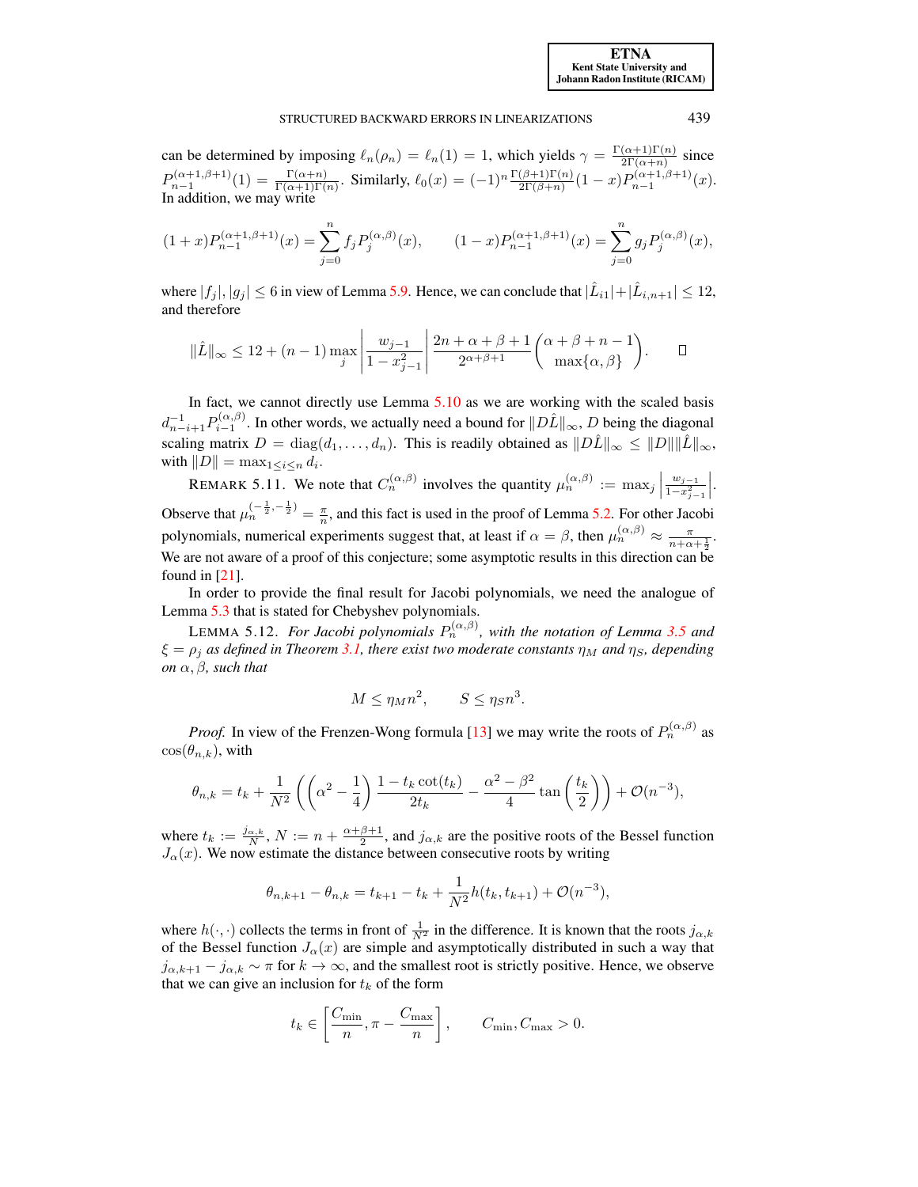can be determined by imposing $\ell_n(\rho_n) = \ell_n(1) = 1$, which yields $\gamma = \frac{\Gamma(\alpha+1)\Gamma(n)}{2\Gamma(\alpha+n)}$ since $P_{n-1}^{(\alpha+1,\beta+1)}(1) = \frac{\Gamma(\alpha+n)}{\Gamma(\alpha+1)\Gamma(n)}$. Similarly, $\ell_0(x) = (-1)^n \frac{\Gamma(\beta+1)\Gamma(n)}{2\Gamma(\beta+n)}(1-x)P_{n-1}^{(\alpha+1,\beta+1)}(x)$. In addition, we may write

$$(1+x)P_{n-1}^{(\alpha+1,\beta+1)}(x) = \sum_{j=0}^{n} f_j P_j^{(\alpha,\beta)}(x), \qquad (1-x)P_{n-1}^{(\alpha+1,\beta+1)}(x) = \sum_{j=0}^{n} g_j P_j^{(\alpha,\beta)}(x),$$

where $|f_j|, |g_j| \leq 6$ in view of Lemma 5.9. Hence, we can conclude that $|\hat{L}_{i1}| + |\hat{L}_{i,n+1}| \leq 12$, and therefore

$$\|\hat{L}\|_\infty \leq 12 + (n-1)\max_j \left|\frac{w_{j-1}}{1-x_{j-1}^2}\right| \frac{2n+\alpha+\beta+1}{2^{\alpha+\beta+1}} \binom{\alpha+\beta+n-1}{\max\{\alpha,\beta\}}. \qquad \square$$

In fact, we cannot directly use Lemma 5.10 as we are working with the scaled basis $d_{n-i+1}^{-1} P_{i-1}^{(\alpha,\beta)}$. In other words, we actually need a bound for $\|D\hat{L}\|_\infty$, $D$ being the diagonal scaling matrix $D = \operatorname{diag}(d_1, \ldots, d_n)$. This is readily obtained as $\|D\hat{L}\|_\infty \leq \|D\| \|\hat{L}\|_\infty$, with $\|D\| = \max_{1 \leq i \leq n} d_i$.

REMARK 5.11. We note that $C_n^{(\alpha,\beta)}$ involves the quantity $\mu_n^{(\alpha,\beta)} := \max_j \left|\frac{w_{j-1}}{1-x_{j-1}^2}\right|$. Observe that $\mu_n^{(-\frac{1}{2},-\frac{1}{2})} = \frac{\pi}{n}$, and this fact is used in the proof of Lemma 5.2. For other Jacobi polynomials, numerical experiments suggest that, at least if $\alpha = \beta$, then $\mu_n^{(\alpha,\beta)} \approx \frac{\pi}{n+\alpha+\frac{1}{2}}$. We are not aware of a proof of this conjecture; some asymptotic results in this direction can be found in [21].

In order to provide the final result for Jacobi polynomials, we need the analogue of Lemma 5.3 that is stated for Chebyshev polynomials.

LEMMA 5.12. *For Jacobi polynomials $P_n^{(\alpha,\beta)}$, with the notation of Lemma 3.5 and $\xi = \rho_j$ as defined in Theorem 3.1, there exist two moderate constants $\eta_M$ and $\eta_S$, depending on $\alpha, \beta$, such that*

$$M \leq \eta_M n^2, \qquad S \leq \eta_S n^3.$$

*Proof.* In view of the Frenzen-Wong formula [13] we may write the roots of $P_n^{(\alpha,\beta)}$ as $\cos(\theta_{n,k})$, with

$$\theta_{n,k} = t_k + \frac{1}{N^2}\left(\left(\alpha^2 - \frac{1}{4}\right)\frac{1 - t_k\cot(t_k)}{2t_k} - \frac{\alpha^2-\beta^2}{4}\tan\left(\frac{t_k}{2}\right)\right) + \mathcal{O}(n^{-3}),$$

where $t_k := \frac{j_{\alpha,k}}{N}$, $N := n + \frac{\alpha+\beta+1}{2}$, and $j_{\alpha,k}$ are the positive roots of the Bessel function $J_\alpha(x)$. We now estimate the distance between consecutive roots by writing

$$\theta_{n,k+1} - \theta_{n,k} = t_{k+1} - t_k + \frac{1}{N^2}h(t_k, t_{k+1}) + \mathcal{O}(n^{-3}),$$

where $h(\cdot,\cdot)$ collects the terms in front of $\frac{1}{N^2}$ in the difference. It is known that the roots $j_{\alpha,k}$ of the Bessel function $J_\alpha(x)$ are simple and asymptotically distributed in such a way that $j_{\alpha,k+1} - j_{\alpha,k} \sim \pi$ for $k \to \infty$, and the smallest root is strictly positive. Hence, we observe that we can give an inclusion for $t_k$ of the form

$$t_k \in \left[\frac{C_{\min}}{n}, \pi - \frac{C_{\max}}{n}\right], \qquad C_{\min}, C_{\max} > 0.$$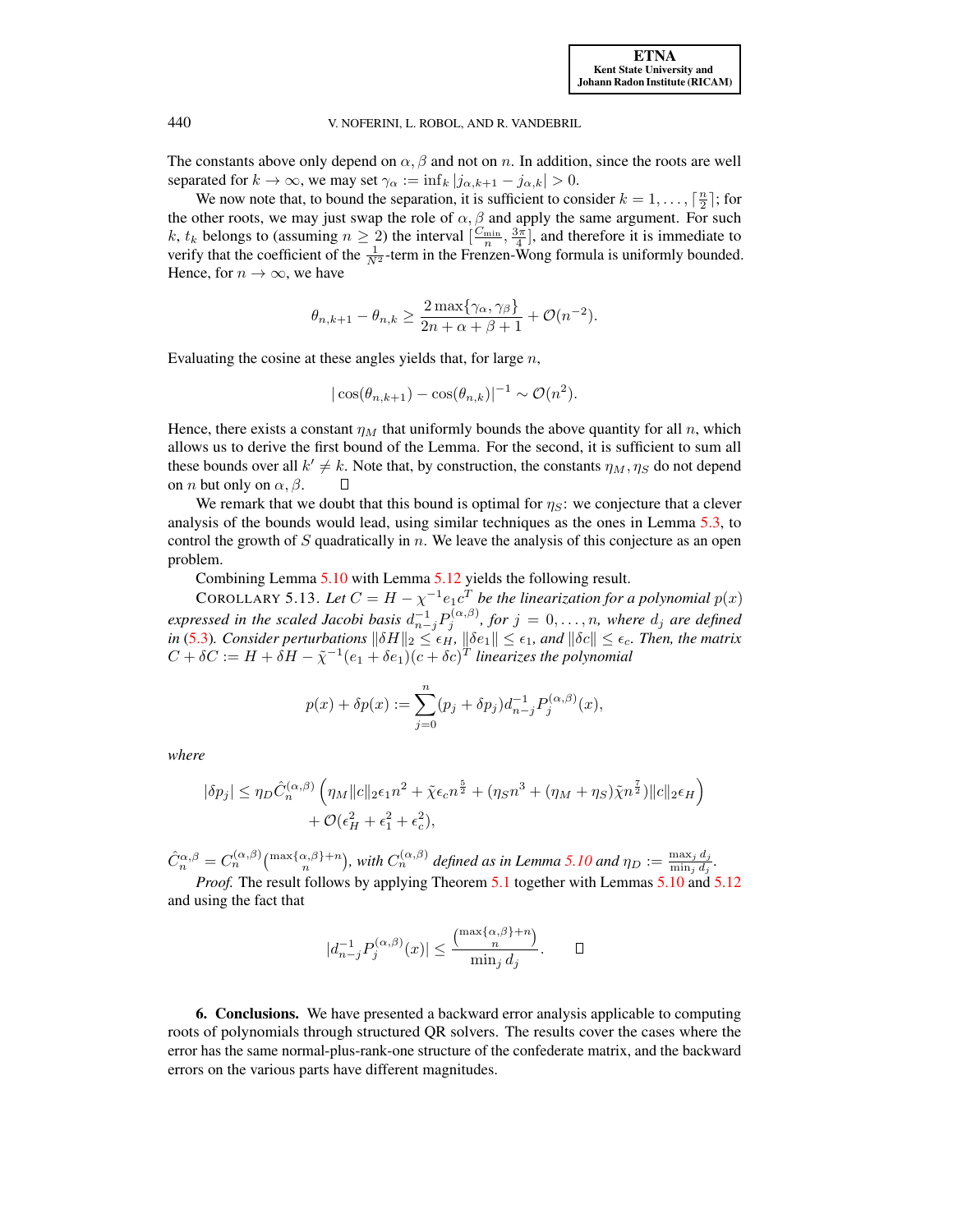The constants above only depend on $\alpha, \beta$ and not on $n$. In addition, since the roots are well separated for $k \to \infty$, we may set $\gamma_\alpha := \inf_k |j_{\alpha,k+1} - j_{\alpha,k}| > 0$.

We now note that, to bound the separation, it is sufficient to consider $k = 1, \ldots, \lceil \frac{n}{2} \rceil$; for the other roots, we may just swap the role of $\alpha, \beta$ and apply the same argument. For such $k$, $t_k$ belongs to (assuming $n \geq 2$) the interval $[\frac{C_{\min}}{n}, \frac{3\pi}{4}]$, and therefore it is immediate to verify that the coefficient of the $\frac{1}{N^2}$-term in the Frenzen-Wong formula is uniformly bounded. Hence, for $n \to \infty$, we have

$$\theta_{n,k+1} - \theta_{n,k} \geq \frac{2 \max\{\gamma_\alpha, \gamma_\beta\}}{2n + \alpha + \beta + 1} + \mathcal{O}(n^{-2}).$$

Evaluating the cosine at these angles yields that, for large $n$,

$$|\cos(\theta_{n,k+1}) - \cos(\theta_{n,k})|^{-1} \sim \mathcal{O}(n^2).$$

Hence, there exists a constant $\eta_M$ that uniformly bounds the above quantity for all $n$, which allows us to derive the first bound of the Lemma. For the second, it is sufficient to sum all these bounds over all $k' \neq k$. Note that, by construction, the constants $\eta_M, \eta_S$ do not depend on $n$ but only on $\alpha, \beta$. $\square$

We remark that we doubt that this bound is optimal for $\eta_S$: we conjecture that a clever analysis of the bounds would lead, using similar techniques as the ones in Lemma 5.3, to control the growth of $S$ quadratically in $n$. We leave the analysis of this conjecture as an open problem.

Combining Lemma 5.10 with Lemma 5.12 yields the following result.

COROLLARY 5.13. *Let $C = H - \chi^{-1} e_1 c^T$ be the linearization for a polynomial $p(x)$ expressed in the scaled Jacobi basis $d_{n-j}^{-1} P_j^{(\alpha,\beta)}$, for $j = 0, \ldots, n$, where $d_j$ are defined in (5.3). Consider perturbations $\|\delta H\|_2 \leq \epsilon_H$, $\|\delta e_1\| \leq \epsilon_1$, and $\|\delta c\| \leq \epsilon_c$. Then, the matrix $C + \delta C := H + \delta H - \tilde{\chi}^{-1}(e_1 + \delta e_1)(c + \delta c)^T$ linearizes the polynomial*

$$p(x) + \delta p(x) := \sum_{j=0}^{n} (p_j + \delta p_j) d_{n-j}^{-1} P_j^{(\alpha,\beta)}(x),$$

*where*

$$|\delta p_j| \leq \eta_D \hat{C}_n^{(\alpha,\beta)} \left( \eta_M \|c\|_2 \epsilon_1 n^2 + \tilde{\chi} \epsilon_c n^{\frac{5}{2}} + (\eta_S n^3 + (\eta_M + \eta_S) \tilde{\chi} n^{\frac{7}{2}}) \|c\|_2 \epsilon_H \right) + \mathcal{O}(\epsilon_H^2 + \epsilon_1^2 + \epsilon_c^2),$$

*$\hat{C}_n^{\alpha,\beta} = C_n^{(\alpha,\beta)} \binom{\max\{\alpha,\beta\}+n}{n}$, with $C_n^{(\alpha,\beta)}$ defined as in Lemma 5.10 and $\eta_D := \frac{\max_j d_j}{\min_j d_j}$.*

*Proof.* The result follows by applying Theorem 5.1 together with Lemmas 5.10 and 5.12 and using the fact that

$$|d_{n-j}^{-1} P_j^{(\alpha,\beta)}(x)| \leq \frac{\binom{\max\{\alpha,\beta\}+n}{n}}{\min_j d_j}. \qquad \square$$

## 6. Conclusions.

We have presented a backward error analysis applicable to computing roots of polynomials through structured QR solvers. The results cover the cases where the error has the same normal-plus-rank-one structure of the confederate matrix, and the backward errors on the various parts have different magnitudes.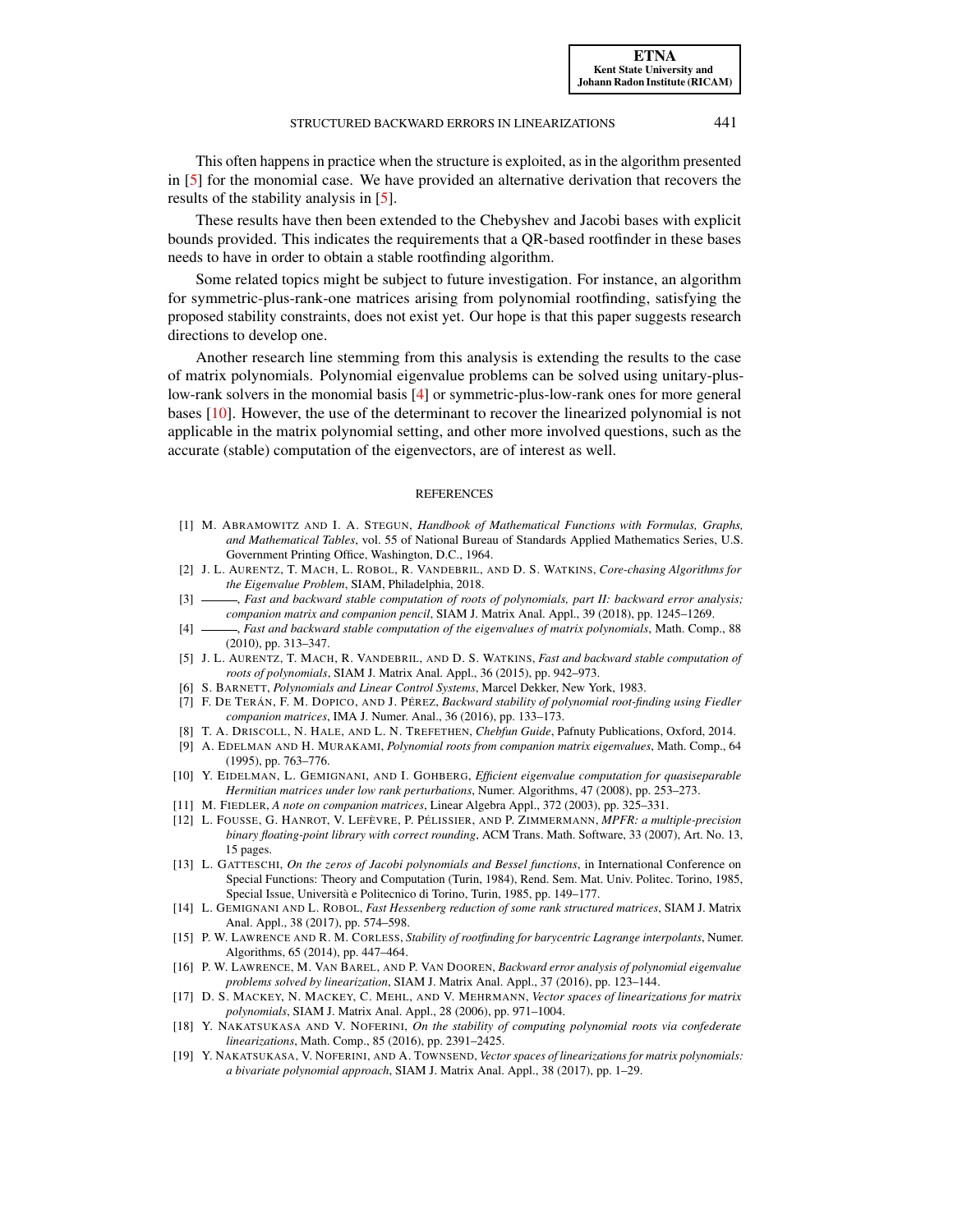This often happens in practice when the structure is exploited, as in the algorithm presented in [5] for the monomial case. We have provided an alternative derivation that recovers the results of the stability analysis in [5].

These results have then been extended to the Chebyshev and Jacobi bases with explicit bounds provided. This indicates the requirements that a QR-based rootfinder in these bases needs to have in order to obtain a stable rootfinding algorithm.

Some related topics might be subject to future investigation. For instance, an algorithm for symmetric-plus-rank-one matrices arising from polynomial rootfinding, satisfying the proposed stability constraints, does not exist yet. Our hope is that this paper suggests research directions to develop one.

Another research line stemming from this analysis is extending the results to the case of matrix polynomials. Polynomial eigenvalue problems can be solved using unitary-plus-low-rank solvers in the monomial basis [4] or symmetric-plus-low-rank ones for more general bases [10]. However, the use of the determinant to recover the linearized polynomial is not applicable in the matrix polynomial setting, and other more involved questions, such as the accurate (stable) computation of the eigenvectors, are of interest as well.

## REFERENCES

[1] M. Abramowitz and I. A. Stegun, *Handbook of Mathematical Functions with Formulas, Graphs, and Mathematical Tables*, vol. 55 of National Bureau of Standards Applied Mathematics Series, U.S. Government Printing Office, Washington, D.C., 1964.

[2] J. L. Aurentz, T. Mach, L. Robol, R. Vandebril, and D. S. Watkins, *Core-chasing Algorithms for the Eigenvalue Problem*, SIAM, Philadelphia, 2018.

[3] ———, *Fast and backward stable computation of roots of polynomials, part II: backward error analysis; companion matrix and companion pencil*, SIAM J. Matrix Anal. Appl., 39 (2018), pp. 1245–1269.

[4] ———, *Fast and backward stable computation of the eigenvalues of matrix polynomials*, Math. Comp., 88 (2010), pp. 313–347.

[5] J. L. Aurentz, T. Mach, R. Vandebril, and D. S. Watkins, *Fast and backward stable computation of roots of polynomials*, SIAM J. Matrix Anal. Appl., 36 (2015), pp. 942–973.

[6] S. Barnett, *Polynomials and Linear Control Systems*, Marcel Dekker, New York, 1983.

[7] F. De Terán, F. M. Dopico, and J. Pérez, *Backward stability of polynomial root-finding using Fiedler companion matrices*, IMA J. Numer. Anal., 36 (2016), pp. 133–173.

[8] T. A. Driscoll, N. Hale, and L. N. Trefethen, *Chebfun Guide*, Pafnuty Publications, Oxford, 2014.

[9] A. Edelman and H. Murakami, *Polynomial roots from companion matrix eigenvalues*, Math. Comp., 64 (1995), pp. 763–776.

[10] Y. Eidelman, L. Gemignani, and I. Gohberg, *Efficient eigenvalue computation for quasiseparable Hermitian matrices under low rank perturbations*, Numer. Algorithms, 47 (2008), pp. 253–273.

[11] M. Fiedler, *A note on companion matrices*, Linear Algebra Appl., 372 (2003), pp. 325–331.

[12] L. Fousse, G. Hanrot, V. Lefèvre, P. Pélissier, and P. Zimmermann, *MPFR: a multiple-precision binary floating-point library with correct rounding*, ACM Trans. Math. Software, 33 (2007), Art. No. 13, 15 pages.

[13] L. Gatteschi, *On the zeros of Jacobi polynomials and Bessel functions*, in International Conference on Special Functions: Theory and Computation (Turin, 1984), Rend. Sem. Mat. Univ. Politec. Torino, 1985, Special Issue, Università e Politecnico di Torino, Turin, 1985, pp. 149–177.

[14] L. Gemignani and L. Robol, *Fast Hessenberg reduction of some rank structured matrices*, SIAM J. Matrix Anal. Appl., 38 (2017), pp. 574–598.

[15] P. W. Lawrence and R. M. Corless, *Stability of rootfinding for barycentric Lagrange interpolants*, Numer. Algorithms, 65 (2014), pp. 447–464.

[16] P. W. Lawrence, M. Van Barel, and P. Van Dooren, *Backward error analysis of polynomial eigenvalue problems solved by linearization*, SIAM J. Matrix Anal. Appl., 37 (2016), pp. 123–144.

[17] D. S. Mackey, N. Mackey, C. Mehl, and V. Mehrmann, *Vector spaces of linearizations for matrix polynomials*, SIAM J. Matrix Anal. Appl., 28 (2006), pp. 971–1004.

[18] Y. Nakatsukasa and V. Noferini, *On the stability of computing polynomial roots via confederate linearizations*, Math. Comp., 85 (2016), pp. 2391–2425.

[19] Y. Nakatsukasa, V. Noferini, and A. Townsend, *Vector spaces of linearizations for matrix polynomials: a bivariate polynomial approach*, SIAM J. Matrix Anal. Appl., 38 (2017), pp. 1–29.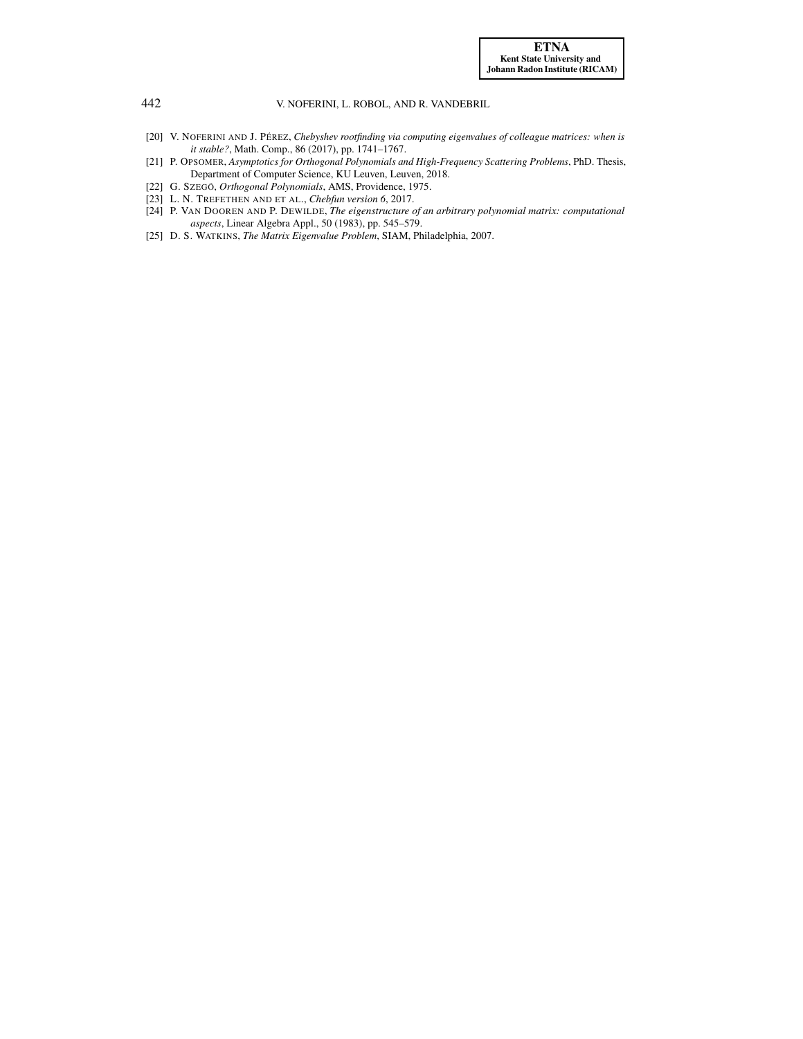[20] V. Noferini and J. Pérez, *Chebyshev rootfinding via computing eigenvalues of colleague matrices: when is it stable?*, Math. Comp., 86 (2017), pp. 1741–1767.

[21] P. Opsomer, *Asymptotics for Orthogonal Polynomials and High-Frequency Scattering Problems*, PhD. Thesis, Department of Computer Science, KU Leuven, Leuven, 2018.

[22] G. Szegö, *Orthogonal Polynomials*, AMS, Providence, 1975.

[23] L. N. Trefethen and et al., *Chebfun version 6*, 2017.

[24] P. Van Dooren and P. Dewilde, *The eigenstructure of an arbitrary polynomial matrix: computational aspects*, Linear Algebra Appl., 50 (1983), pp. 545–579.

[25] D. S. Watkins, *The Matrix Eigenvalue Problem*, SIAM, Philadelphia, 2007.